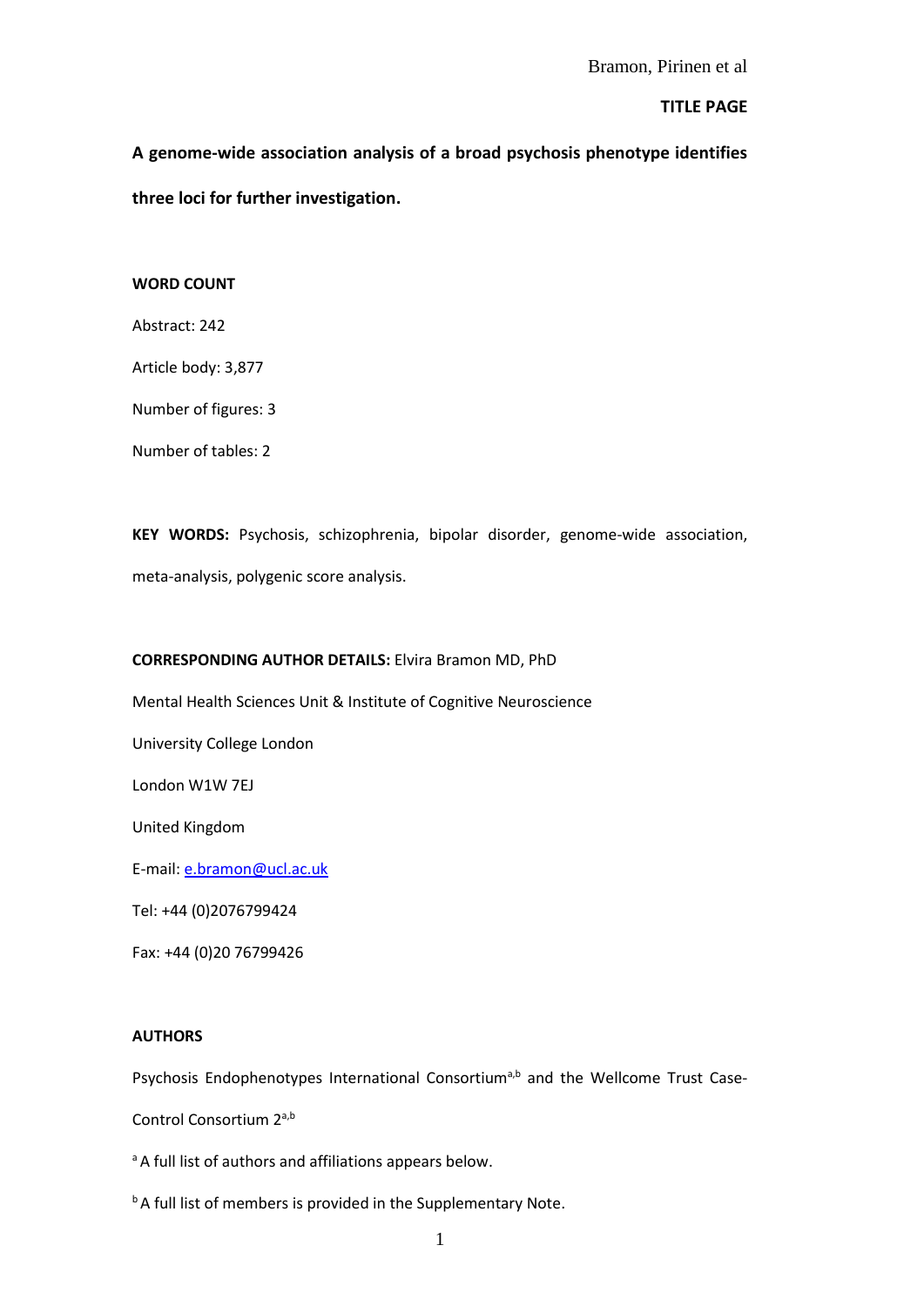**TITLE PAGE**

# A genome-wide association analysis of a broad psychosis phenotype identifies three loci for further investigation.

**WORD COUNT**

Abstract: 242

Article body: 3,877

Number of figures: 3

Number of tables: 2

**KEY WORDS:** Psychosis, schizophrenia, bipolar disorder, genome-wide association, meta-analysis, polygenic score analysis.

**CORRESPONDING AUTHOR DETAILS:** Elvira Bramon MD, PhD

Mental Health Sciences Unit & Institute of Cognitive Neuroscience

University College London

London W1W 7EJ

United Kingdom

E-mail: e.bramon@ucl.ac.uk

Tel: +44 (0)2076799424

Fax: +44 (0)20 76799426

**AUTHORS**

Psychosis Endophenotypes International Consortium[a,b] and the Wellcome Trust Case-Control Consortium 2[a,b]

[a] A full list of authors and affiliations appears below.

[b] A full list of members is provided in the Supplementary Note.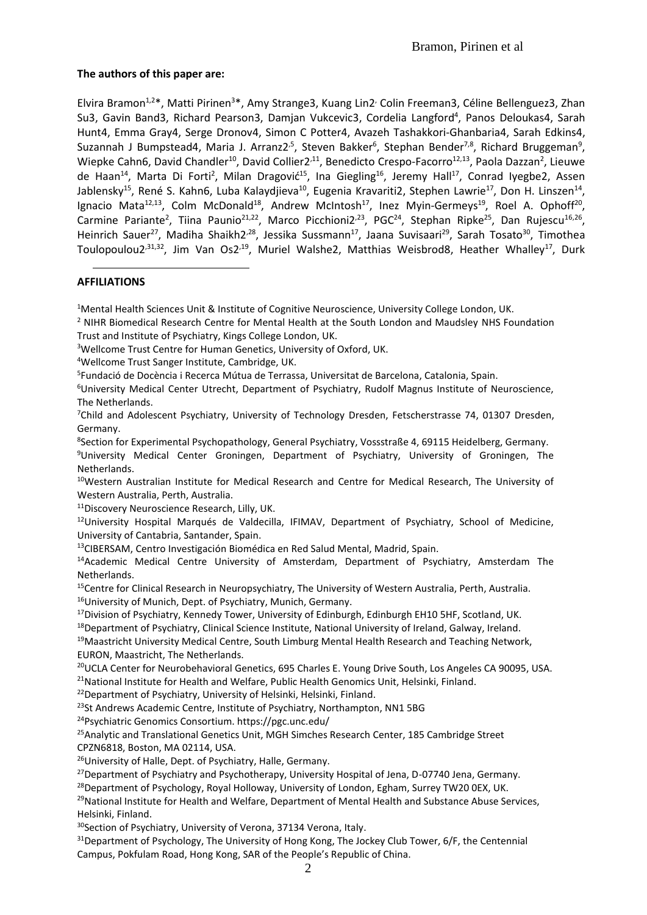**The authors of this paper are:**

Elvira Bramon[1,2]*, Matti Pirinen[3]*, Amy Strange3, Kuang Lin2, Colin Freeman3, Céline Bellenguez3, Zhan Su3, Gavin Band3, Richard Pearson3, Damjan Vukcevic3, Cordelia Langford[4], Panos Deloukas4, Sarah Hunt4, Emma Gray4, Serge Dronov4, Simon C Potter4, Avazeh Tashakkori-Ghanbaria4, Sarah Edkins4, Suzannah J Bumpstead4, Maria J. Arranz2[,5], Steven Bakker[6], Stephan Bender[7,8], Richard Bruggeman[9], Wiepke Cahn6, David Chandler[10], David Collier2[,11], Benedicto Crespo-Facorro[12,13], Paola Dazzan[2], Lieuwe de Haan[14], Marta Di Forti[2], Milan Dragović[15], Ina Giegling[16], Jeremy Hall[17], Conrad Iyegbe2, Assen Jablensky[15], René S. Kahn6, Luba Kalaydjieva[10], Eugenia Kravariti2, Stephen Lawrie[17], Don H. Linszen[14], Ignacio Mata[12,13], Colm McDonald[18], Andrew McIntosh[17], Inez Myin-Germeys[19], Roel A. Ophoff[20], Carmine Pariante[2], Tiina Paunio[21,22], Marco Picchioni2[,23], PGC[24], Stephan Ripke[25], Dan Rujescu[16,26], Heinrich Sauer[27], Madiha Shaikh2[,28], Jessika Sussmann[17], Jaana Suvisaari[29], Sarah Tosato[30], Timothea Toulopoulou2[,31,32], Jim Van Os2[,19], Muriel Walshe2, Matthias Weisbrod8, Heather Whalley[17], Durk

**AFFILIATIONS**

[1]Mental Health Sciences Unit & Institute of Cognitive Neuroscience, University College London, UK.

[2] NIHR Biomedical Research Centre for Mental Health at the South London and Maudsley NHS Foundation Trust and Institute of Psychiatry, Kings College London, UK.

[3]Wellcome Trust Centre for Human Genetics, University of Oxford, UK.

[4]Wellcome Trust Sanger Institute, Cambridge, UK.

[5]Fundació de Docència i Recerca Mútua de Terrassa, Universitat de Barcelona, Catalonia, Spain.

[6]University Medical Center Utrecht, Department of Psychiatry, Rudolf Magnus Institute of Neuroscience, The Netherlands.

[7]Child and Adolescent Psychiatry, University of Technology Dresden, Fetscherstrasse 74, 01307 Dresden, Germany.

[8]Section for Experimental Psychopathology, General Psychiatry, Vossstraße 4, 69115 Heidelberg, Germany.

[9]University Medical Center Groningen, Department of Psychiatry, University of Groningen, The Netherlands.

[10]Western Australian Institute for Medical Research and Centre for Medical Research, The University of Western Australia, Perth, Australia.

[11]Discovery Neuroscience Research, Lilly, UK.

[12]University Hospital Marqués de Valdecilla, IFIMAV, Department of Psychiatry, School of Medicine, University of Cantabria, Santander, Spain.

[13]CIBERSAM, Centro Investigación Biomédica en Red Salud Mental, Madrid, Spain.

[14]Academic Medical Centre University of Amsterdam, Department of Psychiatry, Amsterdam The Netherlands.

[15]Centre for Clinical Research in Neuropsychiatry, The University of Western Australia, Perth, Australia.

[16]University of Munich, Dept. of Psychiatry, Munich, Germany.

[17]Division of Psychiatry, Kennedy Tower, University of Edinburgh, Edinburgh EH10 5HF, Scotland, UK.

[18]Department of Psychiatry, Clinical Science Institute, National University of Ireland, Galway, Ireland.

[19]Maastricht University Medical Centre, South Limburg Mental Health Research and Teaching Network, EURON, Maastricht, The Netherlands.

[20]UCLA Center for Neurobehavioral Genetics, 695 Charles E. Young Drive South, Los Angeles CA 90095, USA.

[21]National Institute for Health and Welfare, Public Health Genomics Unit, Helsinki, Finland.

[22]Department of Psychiatry, University of Helsinki, Helsinki, Finland.

[23]St Andrews Academic Centre, Institute of Psychiatry, Northampton, NN1 5BG

[24]Psychiatric Genomics Consortium. https://pgc.unc.edu/

[25]Analytic and Translational Genetics Unit, MGH Simches Research Center, 185 Cambridge Street CPZN6818, Boston, MA 02114, USA.

[26]University of Halle, Dept. of Psychiatry, Halle, Germany.

[27]Department of Psychiatry and Psychotherapy, University Hospital of Jena, D-07740 Jena, Germany.

[28]Department of Psychology, Royal Holloway, University of London, Egham, Surrey TW20 0EX, UK.

[29]National Institute for Health and Welfare, Department of Mental Health and Substance Abuse Services, Helsinki, Finland.

[30]Section of Psychiatry, University of Verona, 37134 Verona, Italy.

[31]Department of Psychology, The University of Hong Kong, The Jockey Club Tower, 6/F, the Centennial Campus, Pokfulam Road, Hong Kong, SAR of the People's Republic of China.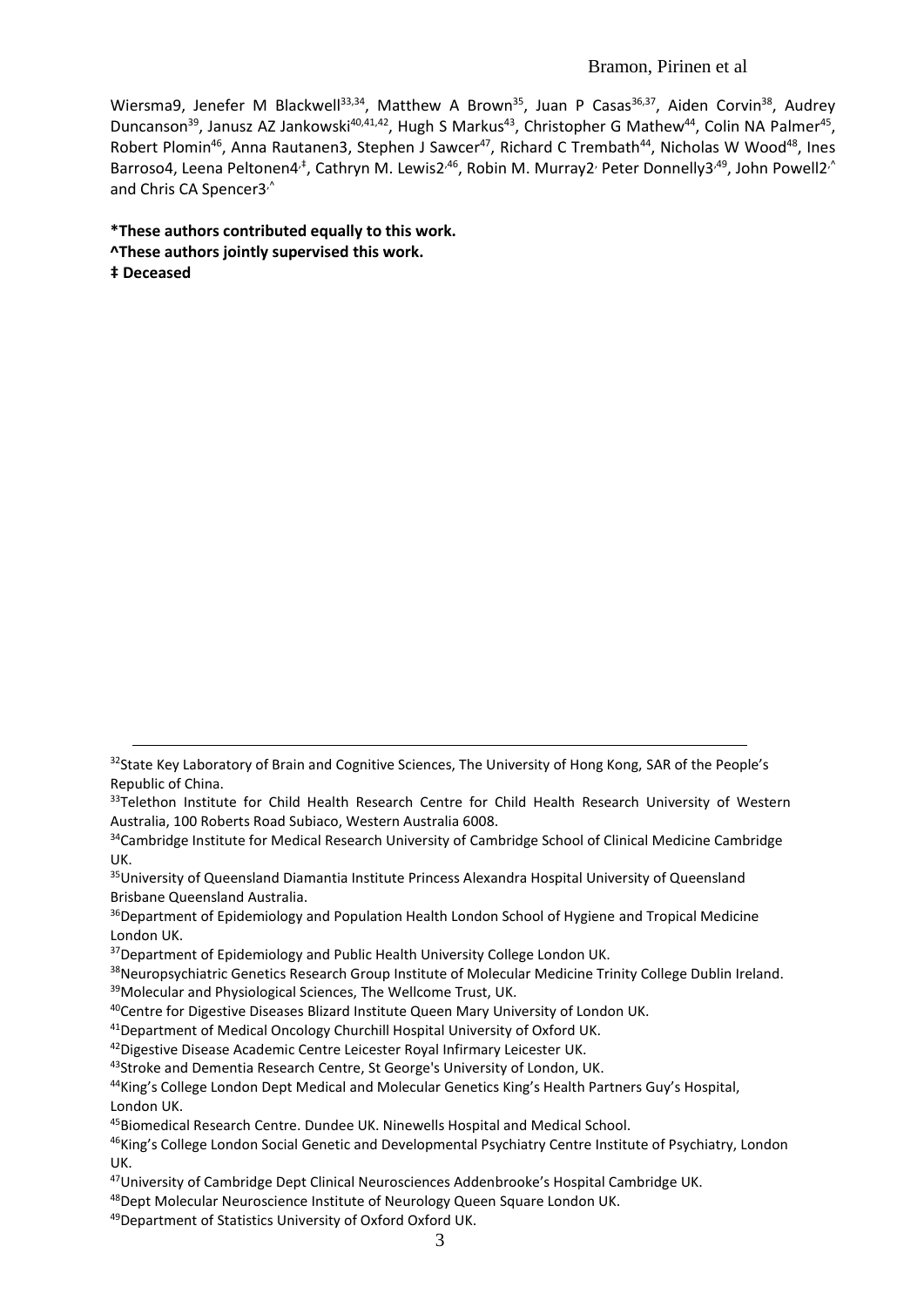Wiersma9, Jenefer M Blackwell[33,34], Matthew A Brown[35], Juan P Casas[36,37], Aiden Corvin[38], Audrey Duncanson[39], Janusz AZ Jankowski[40,41,42], Hugh S Markus[43], Christopher G Mathew[44], Colin NA Palmer[45], Robert Plomin[46], Anna Rautanen3, Stephen J Sawcer[47], Richard C Trembath[44], Nicholas W Wood[48], Ines Barroso4, Leena Peltonen4[,‡], Cathryn M. Lewis2[,46], Robin M. Murray2[,] Peter Donnelly3[,49], John Powell2[,^] and Chris CA Spencer3[,^]

**\*These authors contributed equally to this work.**
**^These authors jointly supervised this work.**
**‡ Deceased**

---

[32]State Key Laboratory of Brain and Cognitive Sciences, The University of Hong Kong, SAR of the People's Republic of China.

[33]Telethon Institute for Child Health Research Centre for Child Health Research University of Western Australia, 100 Roberts Road Subiaco, Western Australia 6008.

[34]Cambridge Institute for Medical Research University of Cambridge School of Clinical Medicine Cambridge UK.

[35]University of Queensland Diamantia Institute Princess Alexandra Hospital University of Queensland Brisbane Queensland Australia.

[36]Department of Epidemiology and Population Health London School of Hygiene and Tropical Medicine London UK.

[37]Department of Epidemiology and Public Health University College London UK.

[38]Neuropsychiatric Genetics Research Group Institute of Molecular Medicine Trinity College Dublin Ireland.

[39]Molecular and Physiological Sciences, The Wellcome Trust, UK.

[40]Centre for Digestive Diseases Blizard Institute Queen Mary University of London UK.

[41]Department of Medical Oncology Churchill Hospital University of Oxford UK.

[42]Digestive Disease Academic Centre Leicester Royal Infirmary Leicester UK.

[43]Stroke and Dementia Research Centre, St George's University of London, UK.

[44]King's College London Dept Medical and Molecular Genetics King's Health Partners Guy's Hospital, London UK.

[45]Biomedical Research Centre. Dundee UK. Ninewells Hospital and Medical School.

[46]King's College London Social Genetic and Developmental Psychiatry Centre Institute of Psychiatry, London UK.

[47]University of Cambridge Dept Clinical Neurosciences Addenbrooke's Hospital Cambridge UK.

[48]Dept Molecular Neuroscience Institute of Neurology Queen Square London UK.

[49]Department of Statistics University of Oxford Oxford UK.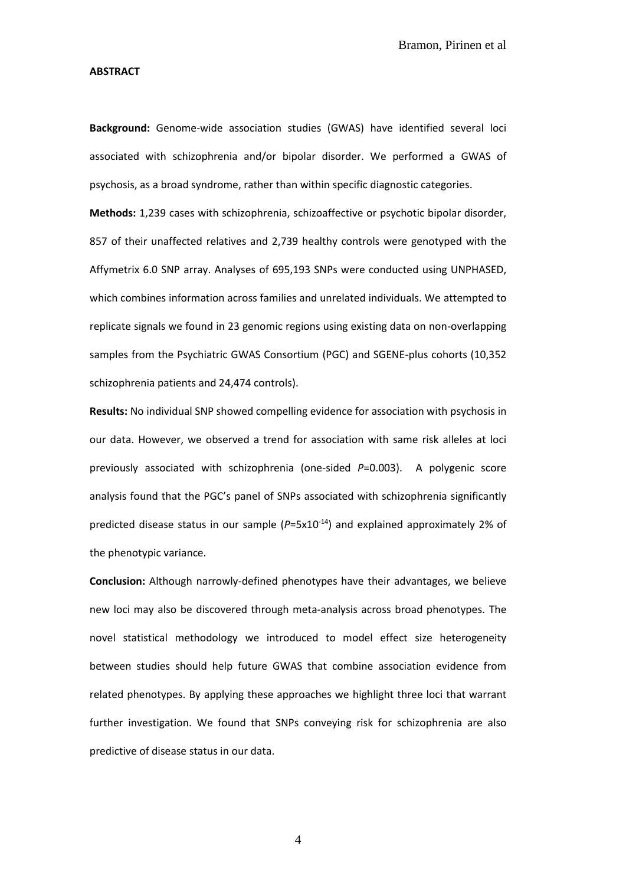**ABSTRACT**

**Background:** Genome-wide association studies (GWAS) have identified several loci associated with schizophrenia and/or bipolar disorder. We performed a GWAS of psychosis, as a broad syndrome, rather than within specific diagnostic categories.

**Methods:** 1,239 cases with schizophrenia, schizoaffective or psychotic bipolar disorder, 857 of their unaffected relatives and 2,739 healthy controls were genotyped with the Affymetrix 6.0 SNP array. Analyses of 695,193 SNPs were conducted using UNPHASED, which combines information across families and unrelated individuals. We attempted to replicate signals we found in 23 genomic regions using existing data on non-overlapping samples from the Psychiatric GWAS Consortium (PGC) and SGENE-plus cohorts (10,352 schizophrenia patients and 24,474 controls).

**Results:** No individual SNP showed compelling evidence for association with psychosis in our data. However, we observed a trend for association with same risk alleles at loci previously associated with schizophrenia (one-sided $P$=0.003). A polygenic score analysis found that the PGC's panel of SNPs associated with schizophrenia significantly predicted disease status in our sample ($P$=5x$10^{-14}$) and explained approximately 2% of the phenotypic variance.

**Conclusion:** Although narrowly-defined phenotypes have their advantages, we believe new loci may also be discovered through meta-analysis across broad phenotypes. The novel statistical methodology we introduced to model effect size heterogeneity between studies should help future GWAS that combine association evidence from related phenotypes. By applying these approaches we highlight three loci that warrant further investigation. We found that SNPs conveying risk for schizophrenia are also predictive of disease status in our data.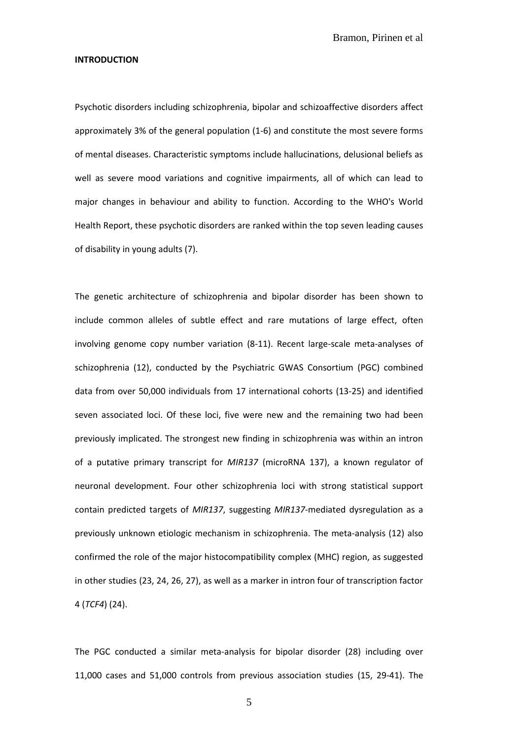**INTRODUCTION**

Psychotic disorders including schizophrenia, bipolar and schizoaffective disorders affect approximately 3% of the general population (1-6) and constitute the most severe forms of mental diseases. Characteristic symptoms include hallucinations, delusional beliefs as well as severe mood variations and cognitive impairments, all of which can lead to major changes in behaviour and ability to function. According to the WHO's World Health Report, these psychotic disorders are ranked within the top seven leading causes of disability in young adults (7).

The genetic architecture of schizophrenia and bipolar disorder has been shown to include common alleles of subtle effect and rare mutations of large effect, often involving genome copy number variation (8-11). Recent large-scale meta-analyses of schizophrenia (12), conducted by the Psychiatric GWAS Consortium (PGC) combined data from over 50,000 individuals from 17 international cohorts (13-25) and identified seven associated loci. Of these loci, five were new and the remaining two had been previously implicated. The strongest new finding in schizophrenia was within an intron of a putative primary transcript for *MIR137* (microRNA 137), a known regulator of neuronal development. Four other schizophrenia loci with strong statistical support contain predicted targets of *MIR137*, suggesting *MIR137*-mediated dysregulation as a previously unknown etiologic mechanism in schizophrenia. The meta-analysis (12) also confirmed the role of the major histocompatibility complex (MHC) region, as suggested in other studies (23, 24, 26, 27), as well as a marker in intron four of transcription factor 4 (*TCF4*) (24).

The PGC conducted a similar meta-analysis for bipolar disorder (28) including over 11,000 cases and 51,000 controls from previous association studies (15, 29-41). The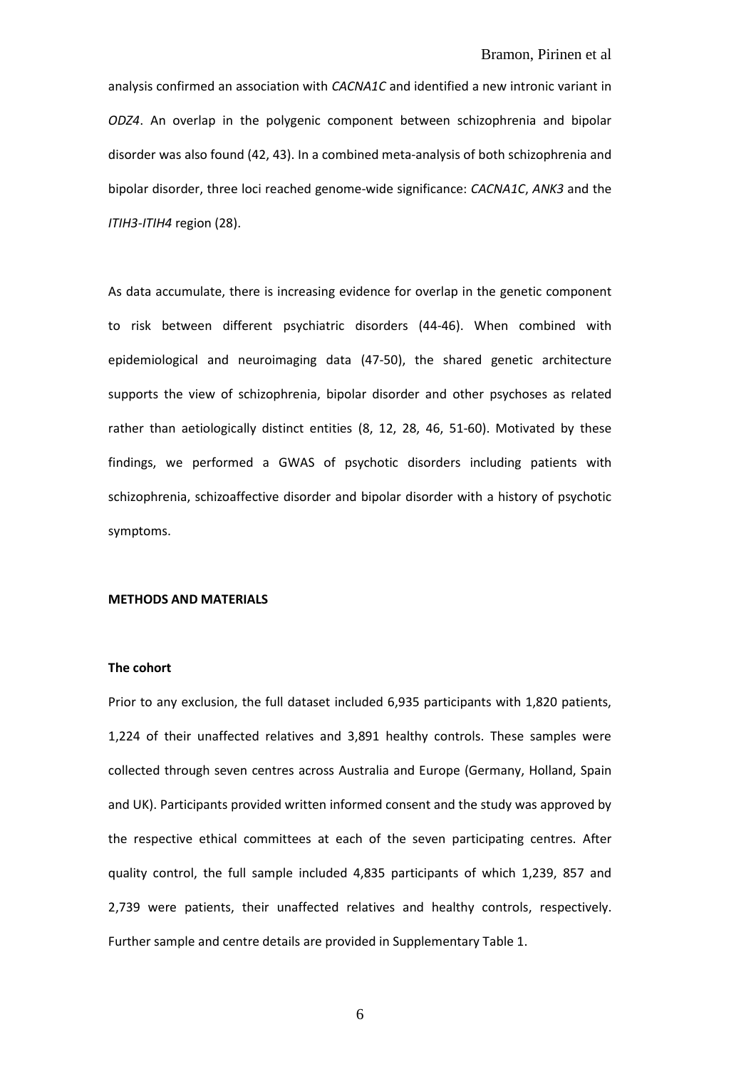analysis confirmed an association with *CACNA1C* and identified a new intronic variant in *ODZ4*. An overlap in the polygenic component between schizophrenia and bipolar disorder was also found (42, 43). In a combined meta-analysis of both schizophrenia and bipolar disorder, three loci reached genome-wide significance: *CACNA1C*, *ANK3* and the *ITIH3-ITIH4* region (28).

As data accumulate, there is increasing evidence for overlap in the genetic component to risk between different psychiatric disorders (44-46). When combined with epidemiological and neuroimaging data (47-50), the shared genetic architecture supports the view of schizophrenia, bipolar disorder and other psychoses as related rather than aetiologically distinct entities (8, 12, 28, 46, 51-60). Motivated by these findings, we performed a GWAS of psychotic disorders including patients with schizophrenia, schizoaffective disorder and bipolar disorder with a history of psychotic symptoms.

## METHODS AND MATERIALS

### The cohort

Prior to any exclusion, the full dataset included 6,935 participants with 1,820 patients, 1,224 of their unaffected relatives and 3,891 healthy controls. These samples were collected through seven centres across Australia and Europe (Germany, Holland, Spain and UK). Participants provided written informed consent and the study was approved by the respective ethical committees at each of the seven participating centres. After quality control, the full sample included 4,835 participants of which 1,239, 857 and 2,739 were patients, their unaffected relatives and healthy controls, respectively. Further sample and centre details are provided in Supplementary Table 1.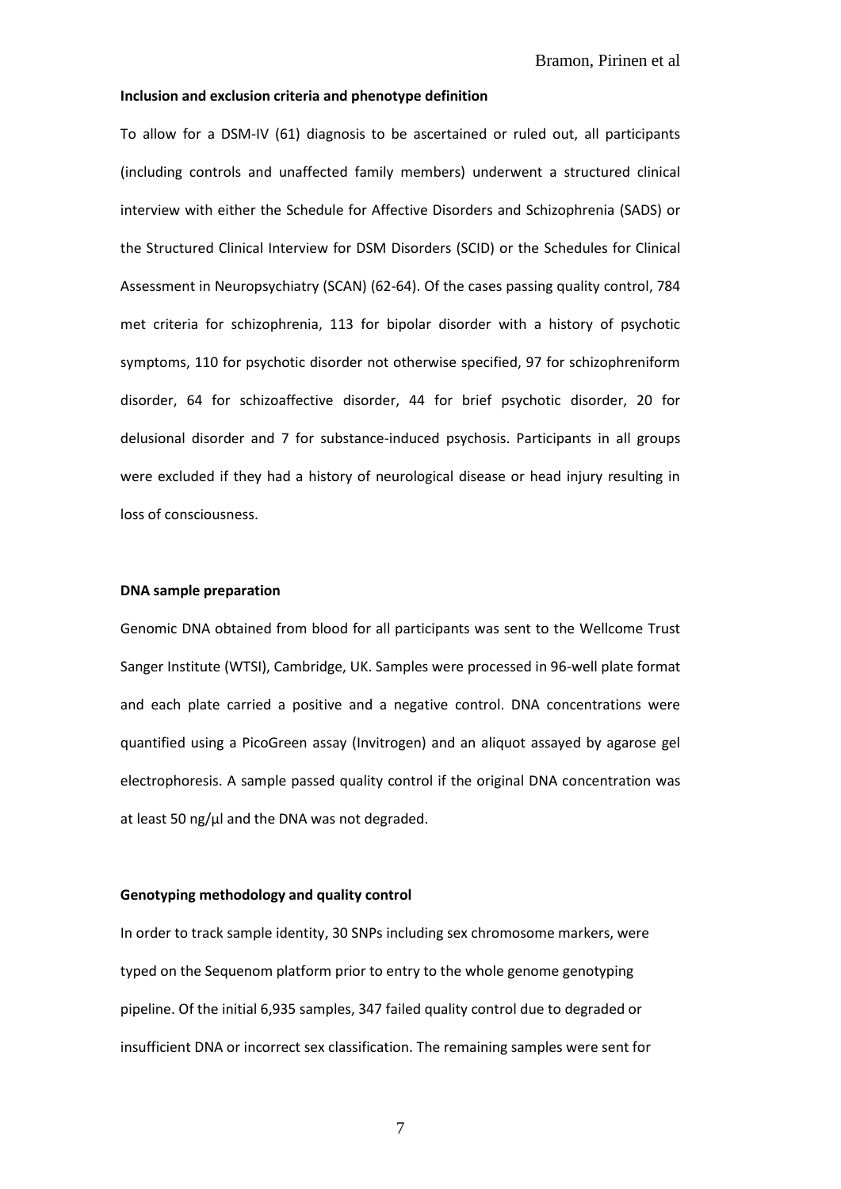**Inclusion and exclusion criteria and phenotype definition**

To allow for a DSM-IV (61) diagnosis to be ascertained or ruled out, all participants (including controls and unaffected family members) underwent a structured clinical interview with either the Schedule for Affective Disorders and Schizophrenia (SADS) or the Structured Clinical Interview for DSM Disorders (SCID) or the Schedules for Clinical Assessment in Neuropsychiatry (SCAN) (62-64). Of the cases passing quality control, 784 met criteria for schizophrenia, 113 for bipolar disorder with a history of psychotic symptoms, 110 for psychotic disorder not otherwise specified, 97 for schizophreniform disorder, 64 for schizoaffective disorder, 44 for brief psychotic disorder, 20 for delusional disorder and 7 for substance-induced psychosis. Participants in all groups were excluded if they had a history of neurological disease or head injury resulting in loss of consciousness.

**DNA sample preparation**

Genomic DNA obtained from blood for all participants was sent to the Wellcome Trust Sanger Institute (WTSI), Cambridge, UK. Samples were processed in 96-well plate format and each plate carried a positive and a negative control. DNA concentrations were quantified using a PicoGreen assay (Invitrogen) and an aliquot assayed by agarose gel electrophoresis. A sample passed quality control if the original DNA concentration was at least 50 ng/µl and the DNA was not degraded.

**Genotyping methodology and quality control**

In order to track sample identity, 30 SNPs including sex chromosome markers, were typed on the Sequenom platform prior to entry to the whole genome genotyping pipeline. Of the initial 6,935 samples, 347 failed quality control due to degraded or insufficient DNA or incorrect sex classification. The remaining samples were sent for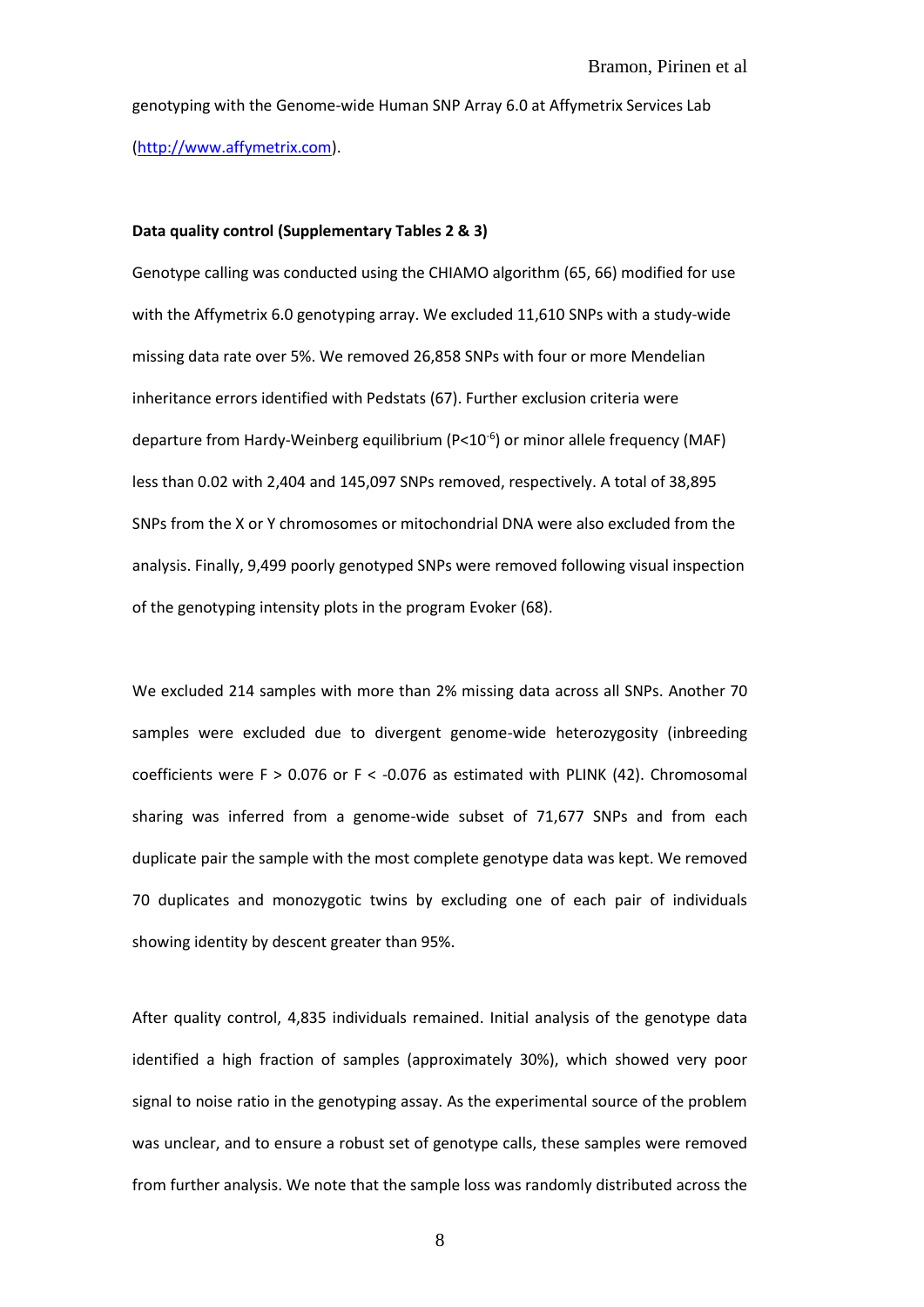genotyping with the Genome-wide Human SNP Array 6.0 at Affymetrix Services Lab (http://www.affymetrix.com).

**Data quality control (Supplementary Tables 2 & 3)**

Genotype calling was conducted using the CHIAMO algorithm (65, 66) modified for use with the Affymetrix 6.0 genotyping array. We excluded 11,610 SNPs with a study-wide missing data rate over 5%. We removed 26,858 SNPs with four or more Mendelian inheritance errors identified with Pedstats (67). Further exclusion criteria were departure from Hardy-Weinberg equilibrium ($P<10^{-6}$) or minor allele frequency (MAF) less than 0.02 with 2,404 and 145,097 SNPs removed, respectively. A total of 38,895 SNPs from the X or Y chromosomes or mitochondrial DNA were also excluded from the analysis. Finally, 9,499 poorly genotyped SNPs were removed following visual inspection of the genotyping intensity plots in the program Evoker (68).

We excluded 214 samples with more than 2% missing data across all SNPs. Another 70 samples were excluded due to divergent genome-wide heterozygosity (inbreeding coefficients were $F > 0.076$ or $F < -0.076$ as estimated with PLINK (42). Chromosomal sharing was inferred from a genome-wide subset of 71,677 SNPs and from each duplicate pair the sample with the most complete genotype data was kept. We removed 70 duplicates and monozygotic twins by excluding one of each pair of individuals showing identity by descent greater than 95%.

After quality control, 4,835 individuals remained. Initial analysis of the genotype data identified a high fraction of samples (approximately 30%), which showed very poor signal to noise ratio in the genotyping assay. As the experimental source of the problem was unclear, and to ensure a robust set of genotype calls, these samples were removed from further analysis. We note that the sample loss was randomly distributed across the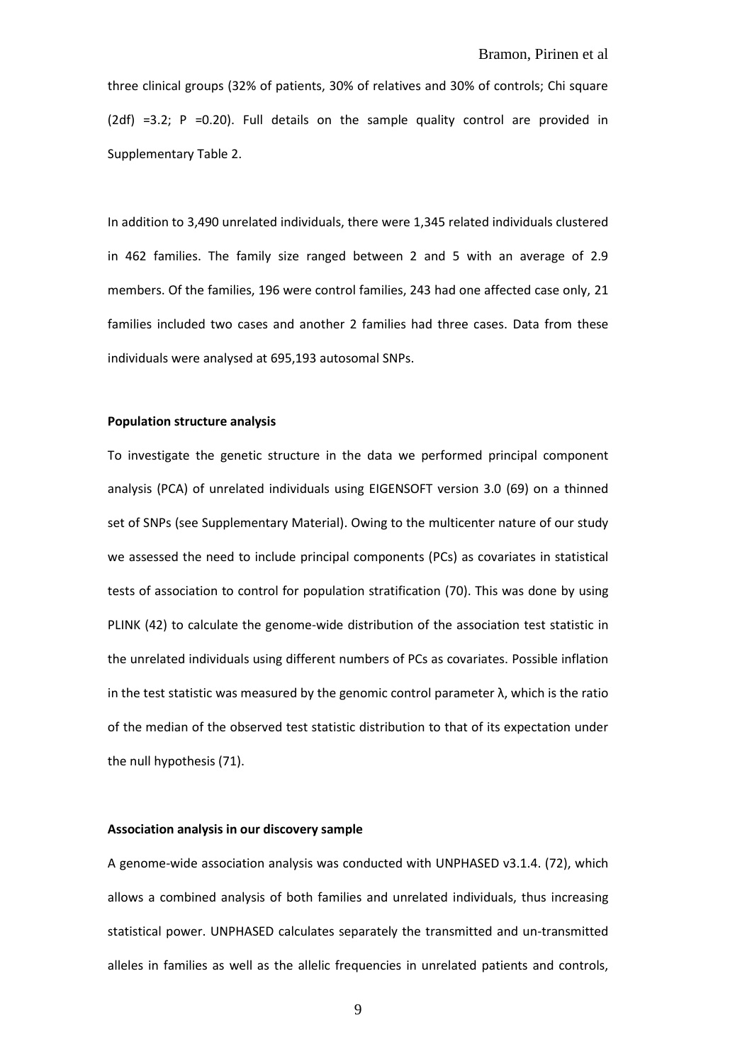three clinical groups (32% of patients, 30% of relatives and 30% of controls; Chi square (2df) =3.2; P =0.20). Full details on the sample quality control are provided in Supplementary Table 2.

In addition to 3,490 unrelated individuals, there were 1,345 related individuals clustered in 462 families. The family size ranged between 2 and 5 with an average of 2.9 members. Of the families, 196 were control families, 243 had one affected case only, 21 families included two cases and another 2 families had three cases. Data from these individuals were analysed at 695,193 autosomal SNPs.

**Population structure analysis**

To investigate the genetic structure in the data we performed principal component analysis (PCA) of unrelated individuals using EIGENSOFT version 3.0 (69) on a thinned set of SNPs (see Supplementary Material). Owing to the multicenter nature of our study we assessed the need to include principal components (PCs) as covariates in statistical tests of association to control for population stratification (70). This was done by using PLINK (42) to calculate the genome-wide distribution of the association test statistic in the unrelated individuals using different numbers of PCs as covariates. Possible inflation in the test statistic was measured by the genomic control parameter $\lambda$, which is the ratio of the median of the observed test statistic distribution to that of its expectation under the null hypothesis (71).

**Association analysis in our discovery sample**

A genome-wide association analysis was conducted with UNPHASED v3.1.4. (72), which allows a combined analysis of both families and unrelated individuals, thus increasing statistical power. UNPHASED calculates separately the transmitted and un-transmitted alleles in families as well as the allelic frequencies in unrelated patients and controls,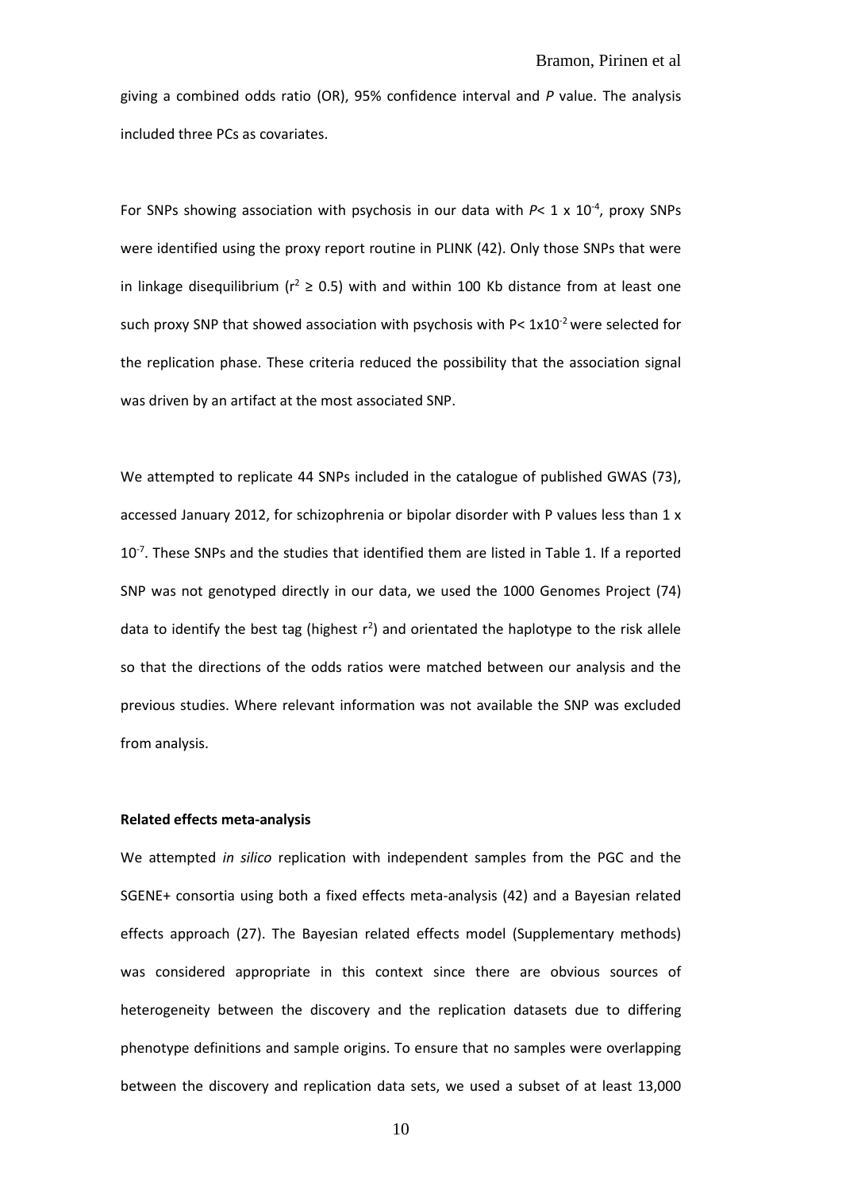giving a combined odds ratio (OR), 95% confidence interval and *P* value. The analysis included three PCs as covariates.

For SNPs showing association with psychosis in our data with $P < 1 \times 10^{-4}$, proxy SNPs were identified using the proxy report routine in PLINK (42). Only those SNPs that were in linkage disequilibrium ($r^2 \geq 0.5$) with and within 100 Kb distance from at least one such proxy SNP that showed association with psychosis with $P < 1x10^{-2}$ were selected for the replication phase. These criteria reduced the possibility that the association signal was driven by an artifact at the most associated SNP.

We attempted to replicate 44 SNPs included in the catalogue of published GWAS (73), accessed January 2012, for schizophrenia or bipolar disorder with P values less than $1 \times 10^{-7}$. These SNPs and the studies that identified them are listed in Table 1. If a reported SNP was not genotyped directly in our data, we used the 1000 Genomes Project (74) data to identify the best tag (highest $r^2$) and orientated the haplotype to the risk allele so that the directions of the odds ratios were matched between our analysis and the previous studies. Where relevant information was not available the SNP was excluded from analysis.

**Related effects meta-analysis**

We attempted *in silico* replication with independent samples from the PGC and the SGENE+ consortia using both a fixed effects meta-analysis (42) and a Bayesian related effects approach (27). The Bayesian related effects model (Supplementary methods) was considered appropriate in this context since there are obvious sources of heterogeneity between the discovery and the replication datasets due to differing phenotype definitions and sample origins. To ensure that no samples were overlapping between the discovery and replication data sets, we used a subset of at least 13,000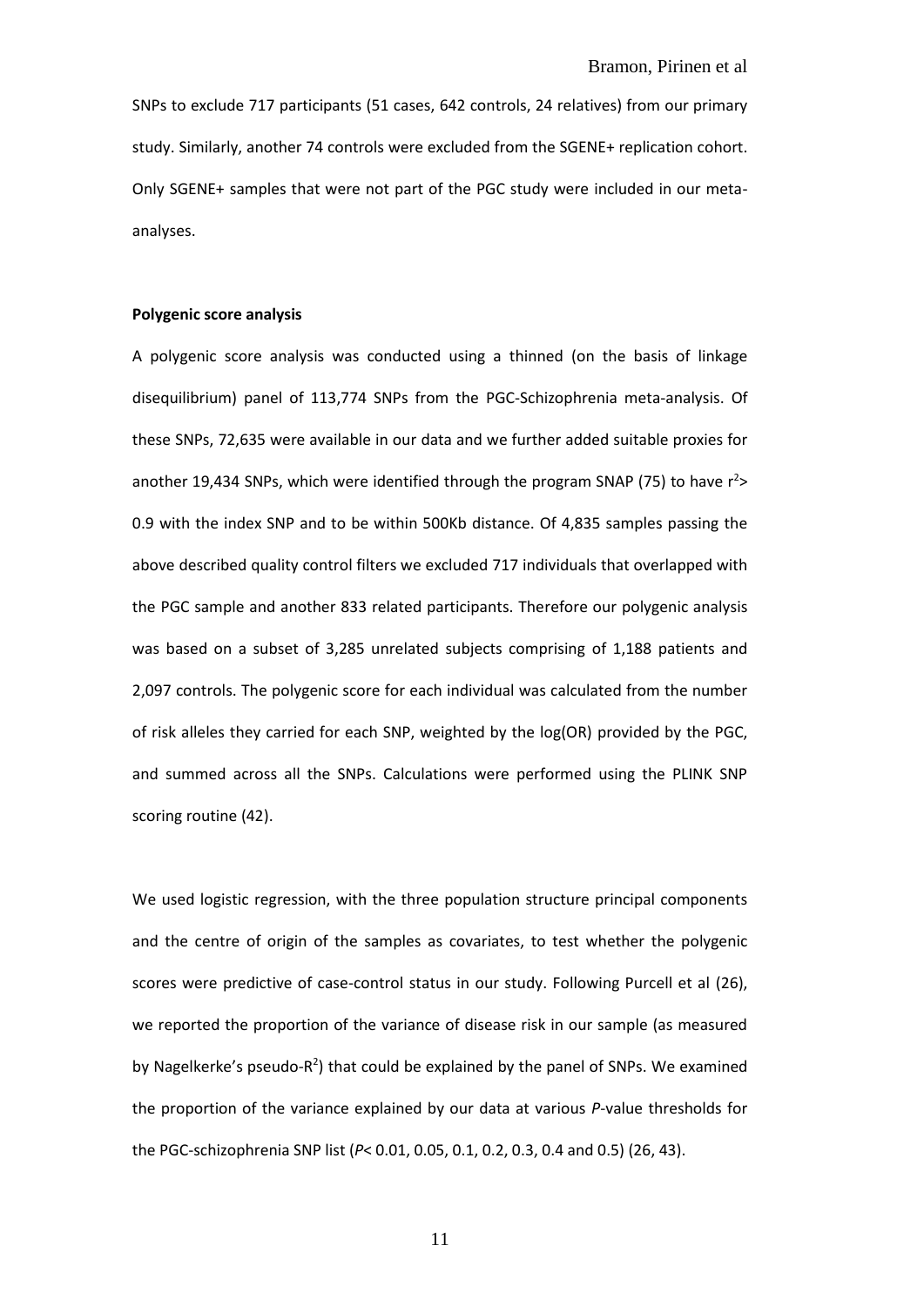SNPs to exclude 717 participants (51 cases, 642 controls, 24 relatives) from our primary study. Similarly, another 74 controls were excluded from the SGENE+ replication cohort. Only SGENE+ samples that were not part of the PGC study were included in our meta-analyses.

**Polygenic score analysis**

A polygenic score analysis was conducted using a thinned (on the basis of linkage disequilibrium) panel of 113,774 SNPs from the PGC-Schizophrenia meta-analysis. Of these SNPs, 72,635 were available in our data and we further added suitable proxies for another 19,434 SNPs, which were identified through the program SNAP (75) to have $r^2$> 0.9 with the index SNP and to be within 500Kb distance. Of 4,835 samples passing the above described quality control filters we excluded 717 individuals that overlapped with the PGC sample and another 833 related participants. Therefore our polygenic analysis was based on a subset of 3,285 unrelated subjects comprising of 1,188 patients and 2,097 controls. The polygenic score for each individual was calculated from the number of risk alleles they carried for each SNP, weighted by the log(OR) provided by the PGC, and summed across all the SNPs. Calculations were performed using the PLINK SNP scoring routine (42).

We used logistic regression, with the three population structure principal components and the centre of origin of the samples as covariates, to test whether the polygenic scores were predictive of case-control status in our study. Following Purcell et al (26), we reported the proportion of the variance of disease risk in our sample (as measured by Nagelkerke's pseudo-$R^2$) that could be explained by the panel of SNPs. We examined the proportion of the variance explained by our data at various *P*-value thresholds for the PGC-schizophrenia SNP list ($P$< 0.01, 0.05, 0.1, 0.2, 0.3, 0.4 and 0.5) (26, 43).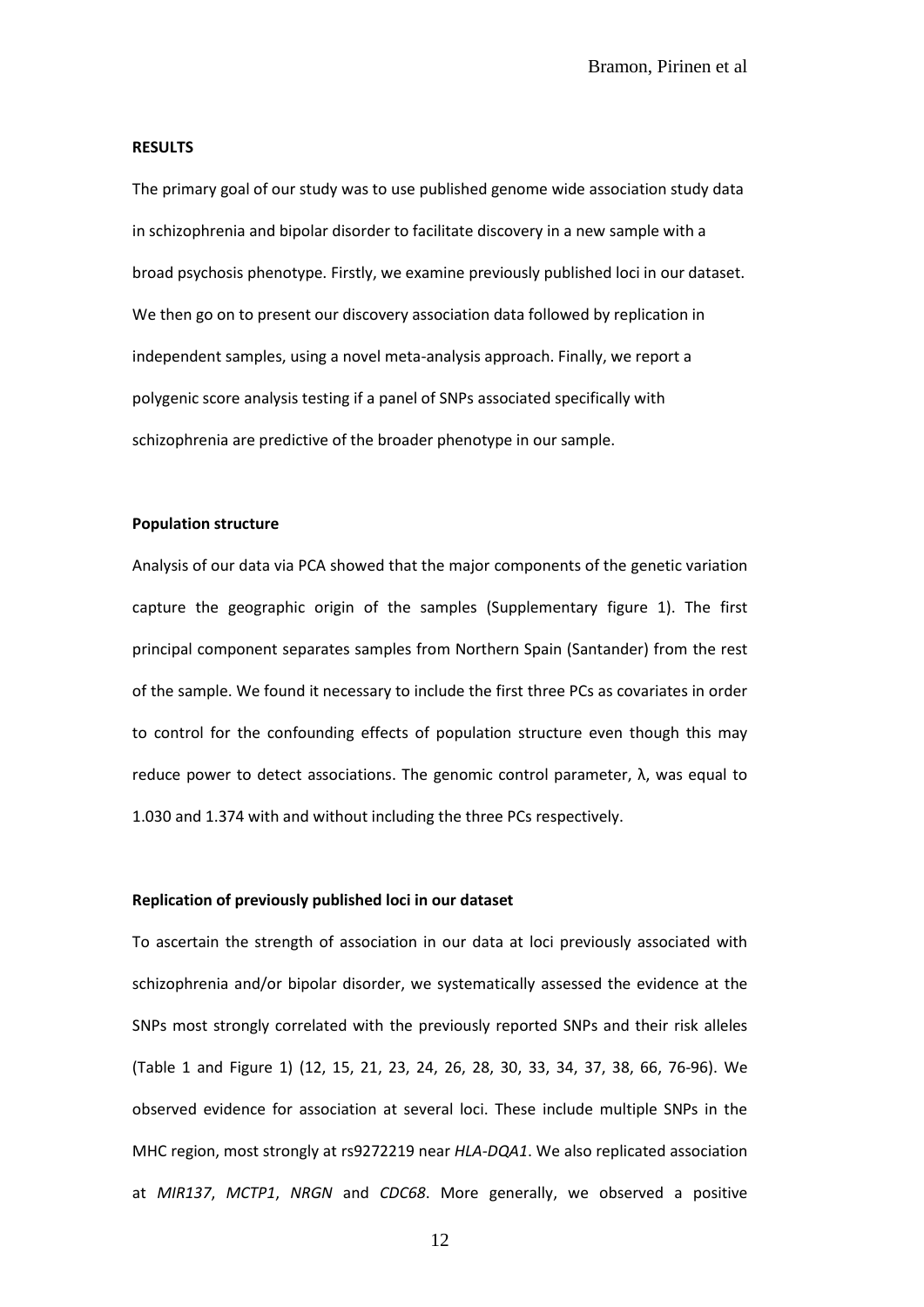**RESULTS**

The primary goal of our study was to use published genome wide association study data in schizophrenia and bipolar disorder to facilitate discovery in a new sample with a broad psychosis phenotype. Firstly, we examine previously published loci in our dataset. We then go on to present our discovery association data followed by replication in independent samples, using a novel meta-analysis approach. Finally, we report a polygenic score analysis testing if a panel of SNPs associated specifically with schizophrenia are predictive of the broader phenotype in our sample.

**Population structure**

Analysis of our data via PCA showed that the major components of the genetic variation capture the geographic origin of the samples (Supplementary figure 1). The first principal component separates samples from Northern Spain (Santander) from the rest of the sample. We found it necessary to include the first three PCs as covariates in order to control for the confounding effects of population structure even though this may reduce power to detect associations. The genomic control parameter, $\lambda$, was equal to 1.030 and 1.374 with and without including the three PCs respectively.

**Replication of previously published loci in our dataset**

To ascertain the strength of association in our data at loci previously associated with schizophrenia and/or bipolar disorder, we systematically assessed the evidence at the SNPs most strongly correlated with the previously reported SNPs and their risk alleles (Table 1 and Figure 1) (12, 15, 21, 23, 24, 26, 28, 30, 33, 34, 37, 38, 66, 76-96). We observed evidence for association at several loci. These include multiple SNPs in the MHC region, most strongly at rs9272219 near *HLA-DQA1*. We also replicated association at *MIR137*, *MCTP1*, *NRGN* and *CDC68*. More generally, we observed a positive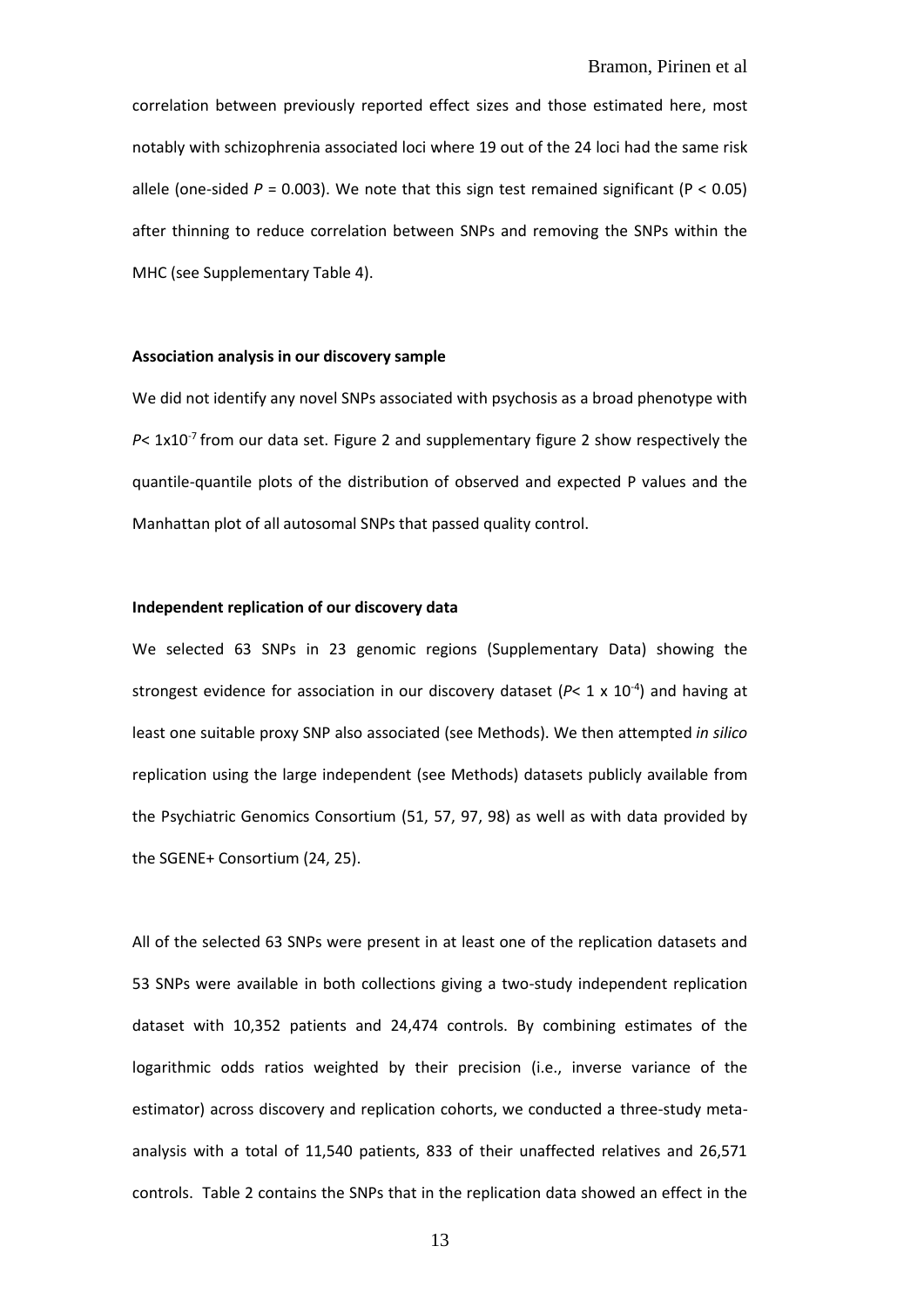correlation between previously reported effect sizes and those estimated here, most notably with schizophrenia associated loci where 19 out of the 24 loci had the same risk allele (one-sided $P = 0.003$). We note that this sign test remained significant ($P < 0.05$) after thinning to reduce correlation between SNPs and removing the SNPs within the MHC (see Supplementary Table 4).

**Association analysis in our discovery sample**

We did not identify any novel SNPs associated with psychosis as a broad phenotype with $P < 1 \times 10^{-7}$ from our data set. Figure 2 and supplementary figure 2 show respectively the quantile-quantile plots of the distribution of observed and expected P values and the Manhattan plot of all autosomal SNPs that passed quality control.

**Independent replication of our discovery data**

We selected 63 SNPs in 23 genomic regions (Supplementary Data) showing the strongest evidence for association in our discovery dataset ($P < 1 \times 10^{-4}$) and having at least one suitable proxy SNP also associated (see Methods). We then attempted *in silico* replication using the large independent (see Methods) datasets publicly available from the Psychiatric Genomics Consortium (51, 57, 97, 98) as well as with data provided by the SGENE+ Consortium (24, 25).

All of the selected 63 SNPs were present in at least one of the replication datasets and 53 SNPs were available in both collections giving a two-study independent replication dataset with 10,352 patients and 24,474 controls. By combining estimates of the logarithmic odds ratios weighted by their precision (i.e., inverse variance of the estimator) across discovery and replication cohorts, we conducted a three-study meta-analysis with a total of 11,540 patients, 833 of their unaffected relatives and 26,571 controls. Table 2 contains the SNPs that in the replication data showed an effect in the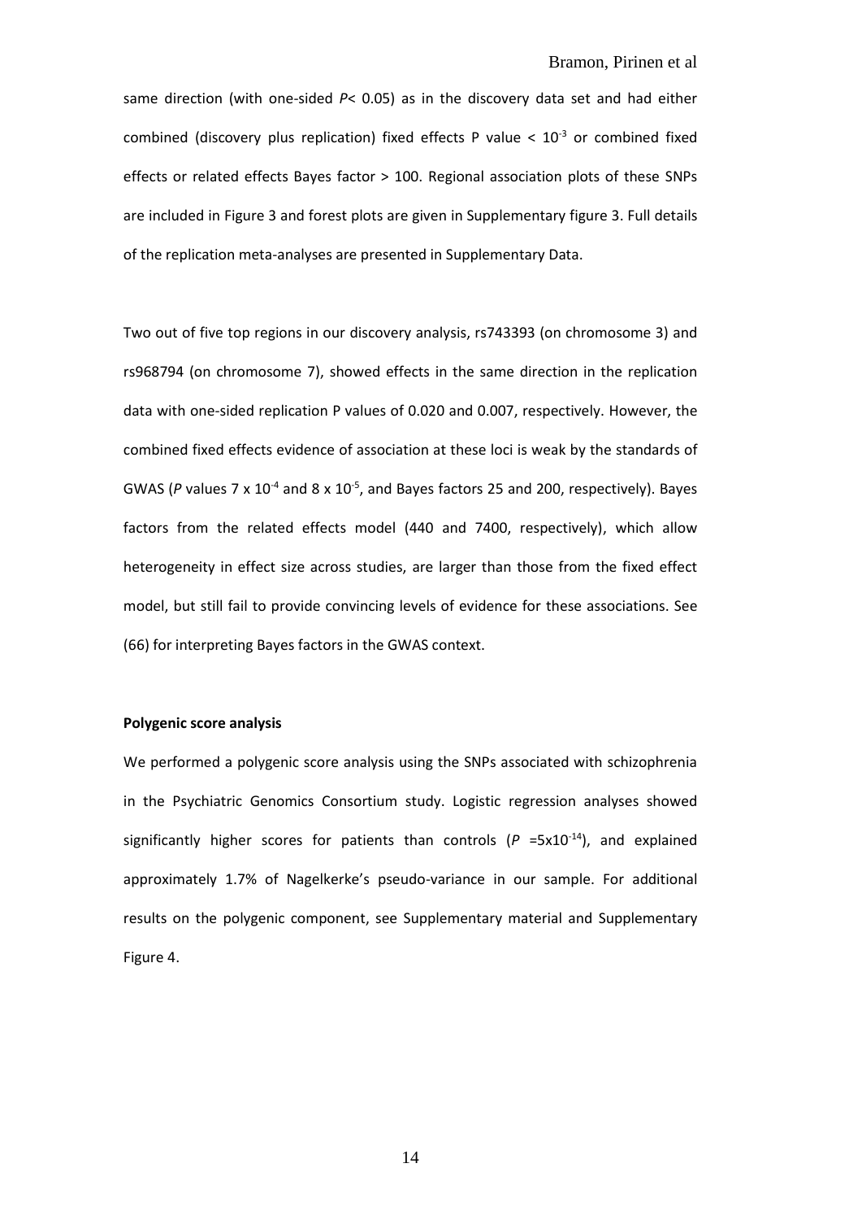same direction (with one-sided *P*< 0.05) as in the discovery data set and had either combined (discovery plus replication) fixed effects P value < $10^{-3}$ or combined fixed effects or related effects Bayes factor > 100. Regional association plots of these SNPs are included in Figure 3 and forest plots are given in Supplementary figure 3. Full details of the replication meta-analyses are presented in Supplementary Data.

Two out of five top regions in our discovery analysis, rs743393 (on chromosome 3) and rs968794 (on chromosome 7), showed effects in the same direction in the replication data with one-sided replication P values of 0.020 and 0.007, respectively. However, the combined fixed effects evidence of association at these loci is weak by the standards of GWAS (*P* values $7 \times 10^{-4}$ and $8 \times 10^{-5}$, and Bayes factors 25 and 200, respectively). Bayes factors from the related effects model (440 and 7400, respectively), which allow heterogeneity in effect size across studies, are larger than those from the fixed effect model, but still fail to provide convincing levels of evidence for these associations. See (66) for interpreting Bayes factors in the GWAS context.

**Polygenic score analysis**

We performed a polygenic score analysis using the SNPs associated with schizophrenia in the Psychiatric Genomics Consortium study. Logistic regression analyses showed significantly higher scores for patients than controls ($P = 5 \times 10^{-14}$), and explained approximately 1.7% of Nagelkerke's pseudo-variance in our sample. For additional results on the polygenic component, see Supplementary material and Supplementary Figure 4.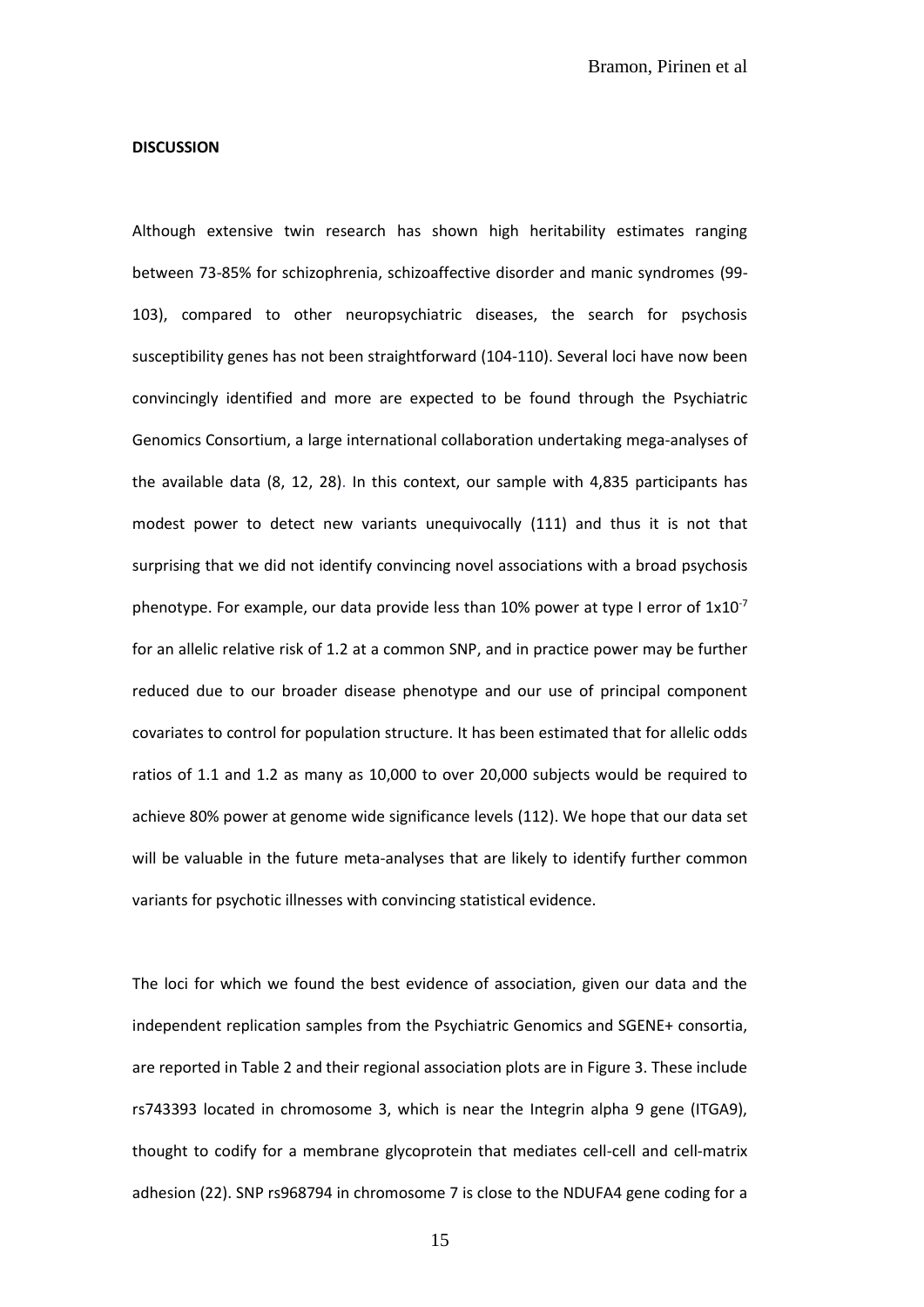## DISCUSSION

Although extensive twin research has shown high heritability estimates ranging between 73-85% for schizophrenia, schizoaffective disorder and manic syndromes (99-103), compared to other neuropsychiatric diseases, the search for psychosis susceptibility genes has not been straightforward (104-110). Several loci have now been convincingly identified and more are expected to be found through the Psychiatric Genomics Consortium, a large international collaboration undertaking mega-analyses of the available data (8, 12, 28). In this context, our sample with 4,835 participants has modest power to detect new variants unequivocally (111) and thus it is not that surprising that we did not identify convincing novel associations with a broad psychosis phenotype. For example, our data provide less than 10% power at type I error of $1x10^{-7}$ for an allelic relative risk of 1.2 at a common SNP, and in practice power may be further reduced due to our broader disease phenotype and our use of principal component covariates to control for population structure. It has been estimated that for allelic odds ratios of 1.1 and 1.2 as many as 10,000 to over 20,000 subjects would be required to achieve 80% power at genome wide significance levels (112). We hope that our data set will be valuable in the future meta-analyses that are likely to identify further common variants for psychotic illnesses with convincing statistical evidence.

The loci for which we found the best evidence of association, given our data and the independent replication samples from the Psychiatric Genomics and SGENE+ consortia, are reported in Table 2 and their regional association plots are in Figure 3. These include rs743393 located in chromosome 3, which is near the Integrin alpha 9 gene (ITGA9), thought to codify for a membrane glycoprotein that mediates cell-cell and cell-matrix adhesion (22). SNP rs968794 in chromosome 7 is close to the NDUFA4 gene coding for a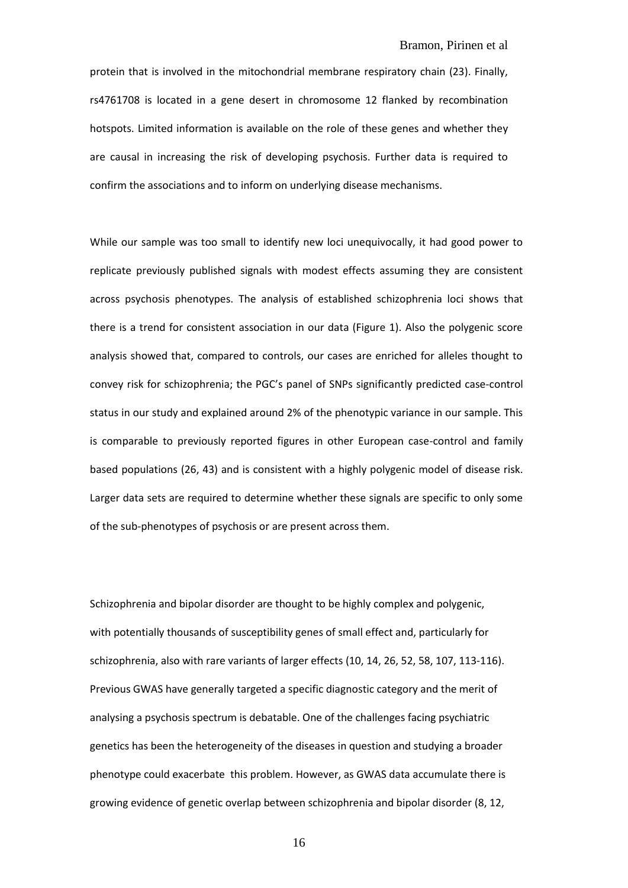protein that is involved in the mitochondrial membrane respiratory chain (23). Finally, rs4761708 is located in a gene desert in chromosome 12 flanked by recombination hotspots. Limited information is available on the role of these genes and whether they are causal in increasing the risk of developing psychosis. Further data is required to confirm the associations and to inform on underlying disease mechanisms.

While our sample was too small to identify new loci unequivocally, it had good power to replicate previously published signals with modest effects assuming they are consistent across psychosis phenotypes. The analysis of established schizophrenia loci shows that there is a trend for consistent association in our data (Figure 1). Also the polygenic score analysis showed that, compared to controls, our cases are enriched for alleles thought to convey risk for schizophrenia; the PGC's panel of SNPs significantly predicted case-control status in our study and explained around 2% of the phenotypic variance in our sample. This is comparable to previously reported figures in other European case-control and family based populations (26, 43) and is consistent with a highly polygenic model of disease risk. Larger data sets are required to determine whether these signals are specific to only some of the sub-phenotypes of psychosis or are present across them.

Schizophrenia and bipolar disorder are thought to be highly complex and polygenic, with potentially thousands of susceptibility genes of small effect and, particularly for schizophrenia, also with rare variants of larger effects (10, 14, 26, 52, 58, 107, 113-116). Previous GWAS have generally targeted a specific diagnostic category and the merit of analysing a psychosis spectrum is debatable. One of the challenges facing psychiatric genetics has been the heterogeneity of the diseases in question and studying a broader phenotype could exacerbate this problem. However, as GWAS data accumulate there is growing evidence of genetic overlap between schizophrenia and bipolar disorder (8, 12,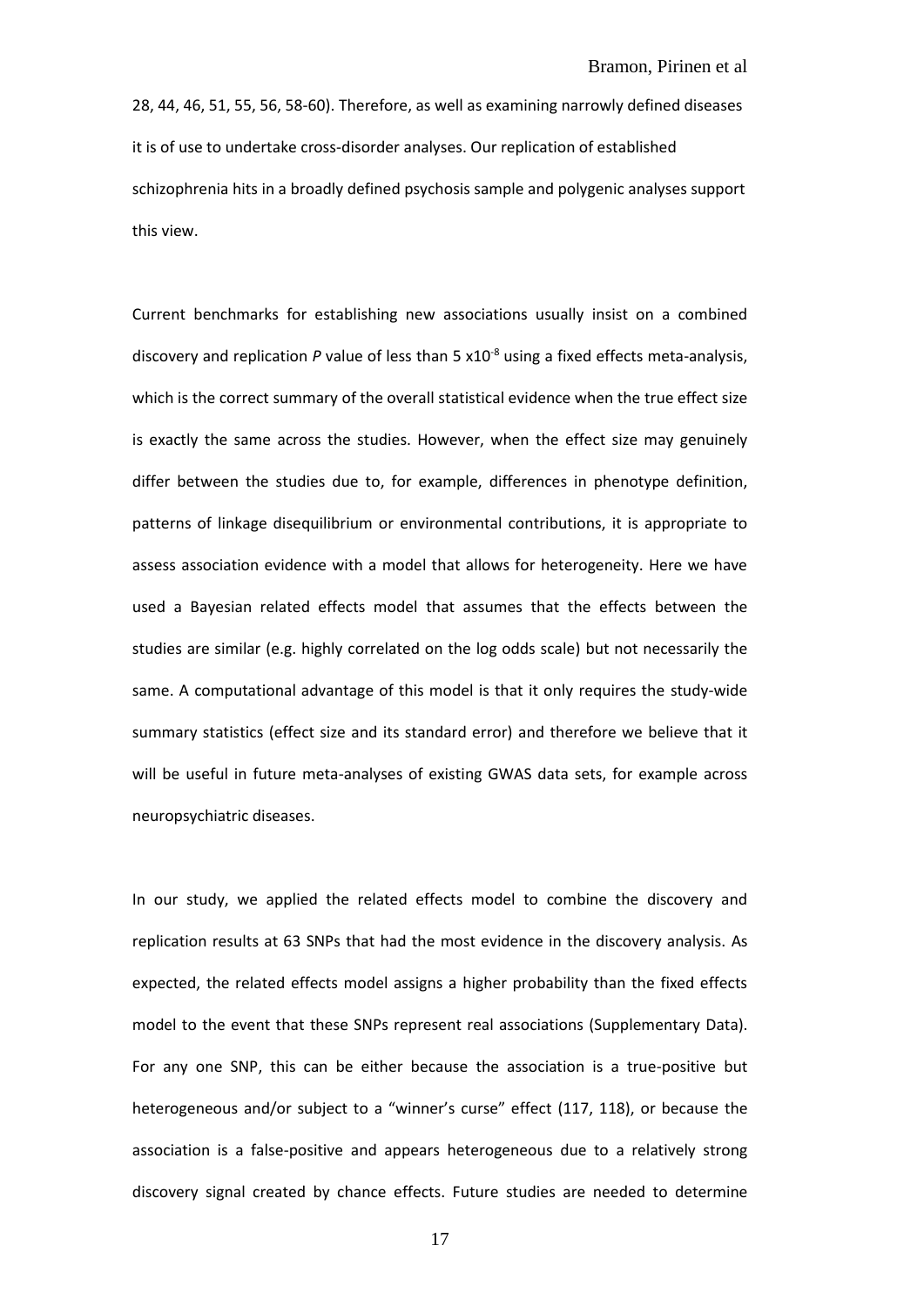28, 44, 46, 51, 55, 56, 58-60). Therefore, as well as examining narrowly defined diseases it is of use to undertake cross-disorder analyses. Our replication of established schizophrenia hits in a broadly defined psychosis sample and polygenic analyses support this view.

Current benchmarks for establishing new associations usually insist on a combined discovery and replication *P* value of less than 5 $\times 10^{-8}$ using a fixed effects meta-analysis, which is the correct summary of the overall statistical evidence when the true effect size is exactly the same across the studies. However, when the effect size may genuinely differ between the studies due to, for example, differences in phenotype definition, patterns of linkage disequilibrium or environmental contributions, it is appropriate to assess association evidence with a model that allows for heterogeneity. Here we have used a Bayesian related effects model that assumes that the effects between the studies are similar (e.g. highly correlated on the log odds scale) but not necessarily the same. A computational advantage of this model is that it only requires the study-wide summary statistics (effect size and its standard error) and therefore we believe that it will be useful in future meta-analyses of existing GWAS data sets, for example across neuropsychiatric diseases.

In our study, we applied the related effects model to combine the discovery and replication results at 63 SNPs that had the most evidence in the discovery analysis. As expected, the related effects model assigns a higher probability than the fixed effects model to the event that these SNPs represent real associations (Supplementary Data). For any one SNP, this can be either because the association is a true-positive but heterogeneous and/or subject to a "winner's curse" effect (117, 118), or because the association is a false-positive and appears heterogeneous due to a relatively strong discovery signal created by chance effects. Future studies are needed to determine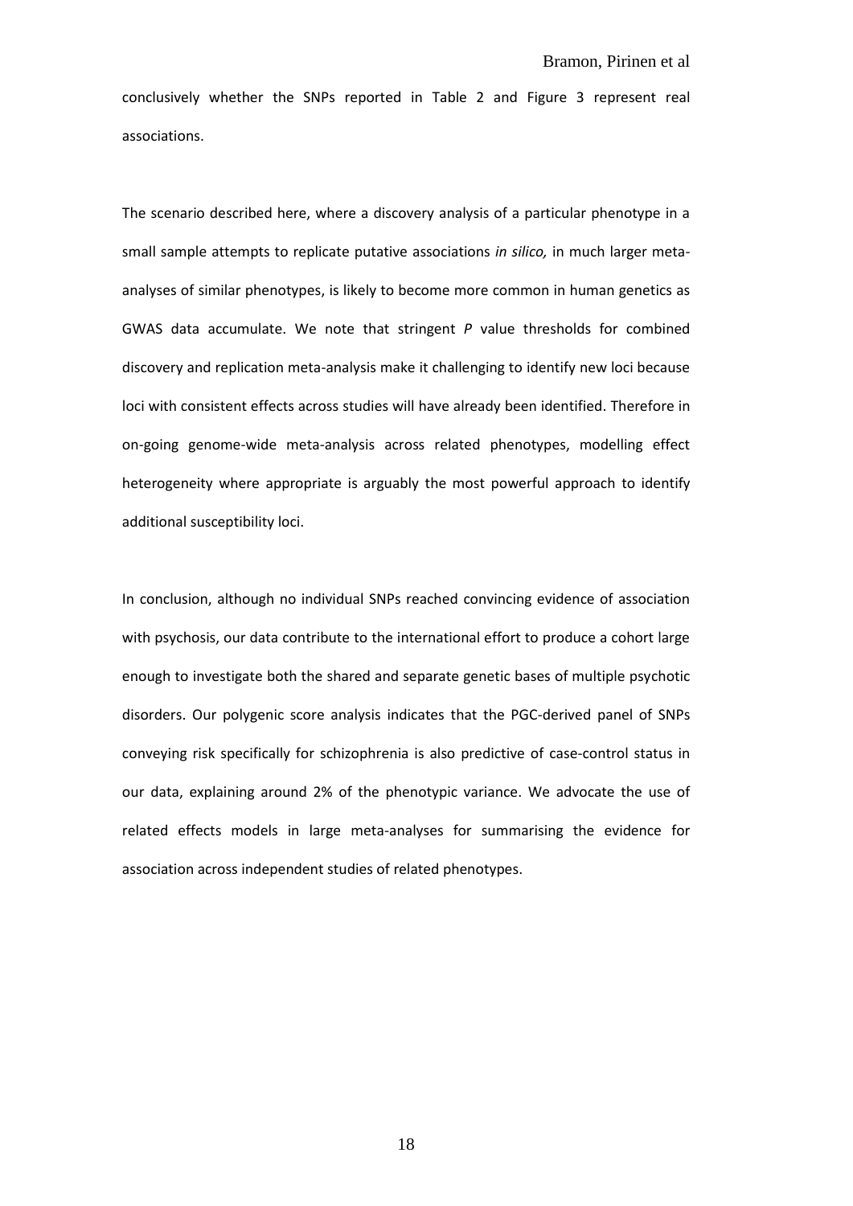conclusively whether the SNPs reported in Table 2 and Figure 3 represent real associations.

The scenario described here, where a discovery analysis of a particular phenotype in a small sample attempts to replicate putative associations *in silico,* in much larger meta-analyses of similar phenotypes, is likely to become more common in human genetics as GWAS data accumulate. We note that stringent *P* value thresholds for combined discovery and replication meta-analysis make it challenging to identify new loci because loci with consistent effects across studies will have already been identified. Therefore in on-going genome-wide meta-analysis across related phenotypes, modelling effect heterogeneity where appropriate is arguably the most powerful approach to identify additional susceptibility loci.

In conclusion, although no individual SNPs reached convincing evidence of association with psychosis, our data contribute to the international effort to produce a cohort large enough to investigate both the shared and separate genetic bases of multiple psychotic disorders. Our polygenic score analysis indicates that the PGC-derived panel of SNPs conveying risk specifically for schizophrenia is also predictive of case-control status in our data, explaining around 2% of the phenotypic variance. We advocate the use of related effects models in large meta-analyses for summarising the evidence for association across independent studies of related phenotypes.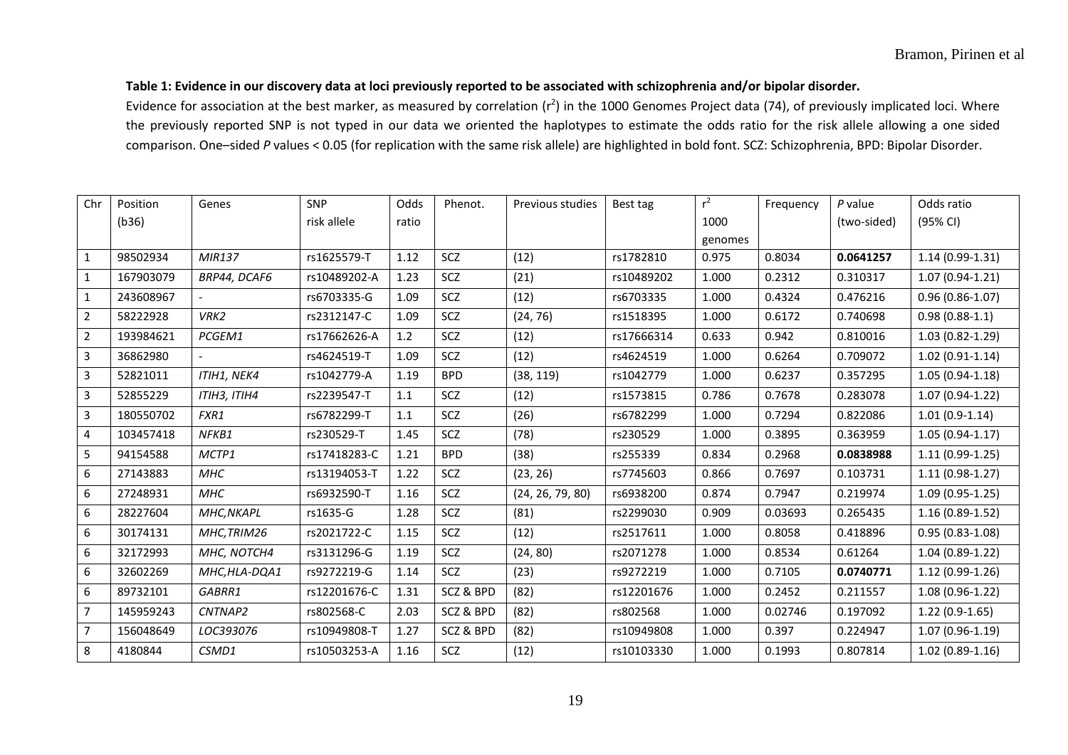**Table 1: Evidence in our discovery data at loci previously reported to be associated with schizophrenia and/or bipolar disorder.**

Evidence for association at the best marker, as measured by correlation ($r^2$) in the 1000 Genomes Project data (74), of previously implicated loci. Where the previously reported SNP is not typed in our data we oriented the haplotypes to estimate the odds ratio for the risk allele allowing a one sided comparison. One–sided *P* values < 0.05 (for replication with the same risk allele) are highlighted in bold font. SCZ: Schizophrenia, BPD: Bipolar Disorder.

| Chr | Position (b36) | Genes | SNP risk allele | Odds ratio | Phenot. | Previous studies | Best tag | $r^2$ 1000 genomes | Frequency | *P* value (two-sided) | Odds ratio (95% CI) |
|---|---|---|---|---|---|---|---|---|---|---|---|
| 1 | 98502934 | *MIR137* | rs1625579-T | 1.12 | SCZ | (12) | rs1782810 | 0.975 | 0.8034 | **0.0641257** | 1.14 (0.99-1.31) |
| 1 | 167903079 | *BRP44, DCAF6* | rs10489202-A | 1.23 | SCZ | (21) | rs10489202 | 1.000 | 0.2312 | 0.310317 | 1.07 (0.94-1.21) |
| 1 | 243608967 | - | rs6703335-G | 1.09 | SCZ | (12) | rs6703335 | 1.000 | 0.4324 | 0.476216 | 0.96 (0.86-1.07) |
| 2 | 58222928 | *VRK2* | rs2312147-C | 1.09 | SCZ | (24, 76) | rs1518395 | 1.000 | 0.6172 | 0.740698 | 0.98 (0.88-1.1) |
| 2 | 193984621 | *PCGEM1* | rs17662626-A | 1.2 | SCZ | (12) | rs17666314 | 0.633 | 0.942 | 0.810016 | 1.03 (0.82-1.29) |
| 3 | 36862980 | - | rs4624519-T | 1.09 | SCZ | (12) | rs4624519 | 1.000 | 0.6264 | 0.709072 | 1.02 (0.91-1.14) |
| 3 | 52821011 | *ITIH1, NEK4* | rs1042779-A | 1.19 | BPD | (38, 119) | rs1042779 | 1.000 | 0.6237 | 0.357295 | 1.05 (0.94-1.18) |
| 3 | 52855229 | *ITIH3, ITIH4* | rs2239547-T | 1.1 | SCZ | (12) | rs1573815 | 0.786 | 0.7678 | 0.283078 | 1.07 (0.94-1.22) |
| 3 | 180550702 | *FXR1* | rs6782299-T | 1.1 | SCZ | (26) | rs6782299 | 1.000 | 0.7294 | 0.822086 | 1.01 (0.9-1.14) |
| 4 | 103457418 | *NFKB1* | rs230529-T | 1.45 | SCZ | (78) | rs230529 | 1.000 | 0.3895 | 0.363959 | 1.05 (0.94-1.17) |
| 5 | 94154588 | *MCTP1* | rs17418283-C | 1.21 | BPD | (38) | rs255339 | 0.834 | 0.2968 | **0.0838988** | 1.11 (0.99-1.25) |
| 6 | 27143883 | *MHC* | rs13194053-T | 1.22 | SCZ | (23, 26) | rs7745603 | 0.866 | 0.7697 | 0.103731 | 1.11 (0.98-1.27) |
| 6 | 27248931 | *MHC* | rs6932590-T | 1.16 | SCZ | (24, 26, 79, 80) | rs6938200 | 0.874 | 0.7947 | 0.219974 | 1.09 (0.95-1.25) |
| 6 | 28227604 | *MHC,NKAPL* | rs1635-G | 1.28 | SCZ | (81) | rs2299030 | 0.909 | 0.03693 | 0.265435 | 1.16 (0.89-1.52) |
| 6 | 30174131 | *MHC,TRIM26* | rs2021722-C | 1.15 | SCZ | (12) | rs2517611 | 1.000 | 0.8058 | 0.418896 | 0.95 (0.83-1.08) |
| 6 | 32172993 | *MHC, NOTCH4* | rs3131296-G | 1.19 | SCZ | (24, 80) | rs2071278 | 1.000 | 0.8534 | 0.61264 | 1.04 (0.89-1.22) |
| 6 | 32602269 | *MHC,HLA-DQA1* | rs9272219-G | 1.14 | SCZ | (23) | rs9272219 | 1.000 | 0.7105 | **0.0740771** | 1.12 (0.99-1.26) |
| 6 | 89732101 | *GABRR1* | rs12201676-C | 1.31 | SCZ & BPD | (82) | rs12201676 | 1.000 | 0.2452 | 0.211557 | 1.08 (0.96-1.22) |
| 7 | 145959243 | *CNTNAP2* | rs802568-C | 2.03 | SCZ & BPD | (82) | rs802568 | 1.000 | 0.02746 | 0.197092 | 1.22 (0.9-1.65) |
| 7 | 156048649 | *LOC393076* | rs10949808-T | 1.27 | SCZ & BPD | (82) | rs10949808 | 1.000 | 0.397 | 0.224947 | 1.07 (0.96-1.19) |
| 8 | 4180844 | *CSMD1* | rs10503253-A | 1.16 | SCZ | (12) | rs10103330 | 1.000 | 0.1993 | 0.807814 | 1.02 (0.89-1.16) |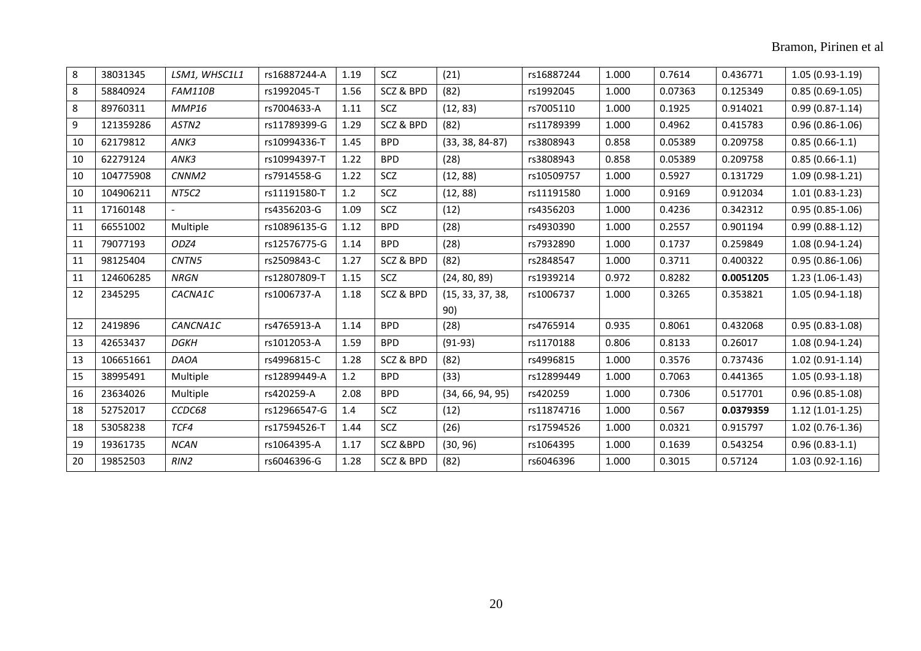| | | | | | | | | | | | |
|---|---|---|---|---|---|---|---|---|---|---|---|
| 8 | 38031345 | *LSM1, WHSC1L1* | rs16887244-A | 1.19 | SCZ | (21) | rs16887244 | 1.000 | 0.7614 | 0.436771 | 1.05 (0.93-1.19) |
| 8 | 58840924 | *FAM110B* | rs1992045-T | 1.56 | SCZ & BPD | (82) | rs1992045 | 1.000 | 0.07363 | 0.125349 | 0.85 (0.69-1.05) |
| 8 | 89760311 | *MMP16* | rs7004633-A | 1.11 | SCZ | (12, 83) | rs7005110 | 1.000 | 0.1925 | 0.914021 | 0.99 (0.87-1.14) |
| 9 | 121359286 | *ASTN2* | rs11789399-G | 1.29 | SCZ & BPD | (82) | rs11789399 | 1.000 | 0.4962 | 0.415783 | 0.96 (0.86-1.06) |
| 10 | 62179812 | *ANK3* | rs10994336-T | 1.45 | BPD | (33, 38, 84-87) | rs3808943 | 0.858 | 0.05389 | 0.209758 | 0.85 (0.66-1.1) |
| 10 | 62279124 | *ANK3* | rs10994397-T | 1.22 | BPD | (28) | rs3808943 | 0.858 | 0.05389 | 0.209758 | 0.85 (0.66-1.1) |
| 10 | 104775908 | *CNNM2* | rs7914558-G | 1.22 | SCZ | (12, 88) | rs10509757 | 1.000 | 0.5927 | 0.131729 | 1.09 (0.98-1.21) |
| 10 | 104906211 | *NT5C2* | rs11191580-T | 1.2 | SCZ | (12, 88) | rs11191580 | 1.000 | 0.9169 | 0.912034 | 1.01 (0.83-1.23) |
| 11 | 17160148 | - | rs4356203-G | 1.09 | SCZ | (12) | rs4356203 | 1.000 | 0.4236 | 0.342312 | 0.95 (0.85-1.06) |
| 11 | 66551002 | Multiple | rs10896135-G | 1.12 | BPD | (28) | rs4930390 | 1.000 | 0.2557 | 0.901194 | 0.99 (0.88-1.12) |
| 11 | 79077193 | *ODZ4* | rs12576775-G | 1.14 | BPD | (28) | rs7932890 | 1.000 | 0.1737 | 0.259849 | 1.08 (0.94-1.24) |
| 11 | 98125404 | *CNTN5* | rs2509843-C | 1.27 | SCZ & BPD | (82) | rs2848547 | 1.000 | 0.3711 | 0.400322 | 0.95 (0.86-1.06) |
| 11 | 124606285 | *NRGN* | rs12807809-T | 1.15 | SCZ | (24, 80, 89) | rs1939214 | 0.972 | 0.8282 | **0.0051205** | 1.23 (1.06-1.43) |
| 12 | 2345295 | *CACNA1C* | rs1006737-A | 1.18 | SCZ & BPD | (15, 33, 37, 38, 90) | rs1006737 | 1.000 | 0.3265 | 0.353821 | 1.05 (0.94-1.18) |
| 12 | 2419896 | *CANCNA1C* | rs4765913-A | 1.14 | BPD | (28) | rs4765914 | 0.935 | 0.8061 | 0.432068 | 0.95 (0.83-1.08) |
| 13 | 42653437 | *DGKH* | rs1012053-A | 1.59 | BPD | (91-93) | rs1170188 | 0.806 | 0.8133 | 0.26017 | 1.08 (0.94-1.24) |
| 13 | 106651661 | *DAOA* | rs4996815-C | 1.28 | SCZ & BPD | (82) | rs4996815 | 1.000 | 0.3576 | 0.737436 | 1.02 (0.91-1.14) |
| 15 | 38995491 | Multiple | rs12899449-A | 1.2 | BPD | (33) | rs12899449 | 1.000 | 0.7063 | 0.441365 | 1.05 (0.93-1.18) |
| 16 | 23634026 | Multiple | rs420259-A | 2.08 | BPD | (34, 66, 94, 95) | rs420259 | 1.000 | 0.7306 | 0.517701 | 0.96 (0.85-1.08) |
| 18 | 52752017 | *CCDC68* | rs12966547-G | 1.4 | SCZ | (12) | rs11874716 | 1.000 | 0.567 | **0.0379359** | 1.12 (1.01-1.25) |
| 18 | 53058238 | *TCF4* | rs17594526-T | 1.44 | SCZ | (26) | rs17594526 | 1.000 | 0.0321 | 0.915797 | 1.02 (0.76-1.36) |
| 19 | 19361735 | *NCAN* | rs1064395-A | 1.17 | SCZ &BPD | (30, 96) | rs1064395 | 1.000 | 0.1639 | 0.543254 | 0.96 (0.83-1.1) |
| 20 | 19852503 | *RIN2* | rs6046396-G | 1.28 | SCZ & BPD | (82) | rs6046396 | 1.000 | 0.3015 | 0.57124 | 1.03 (0.92-1.16) |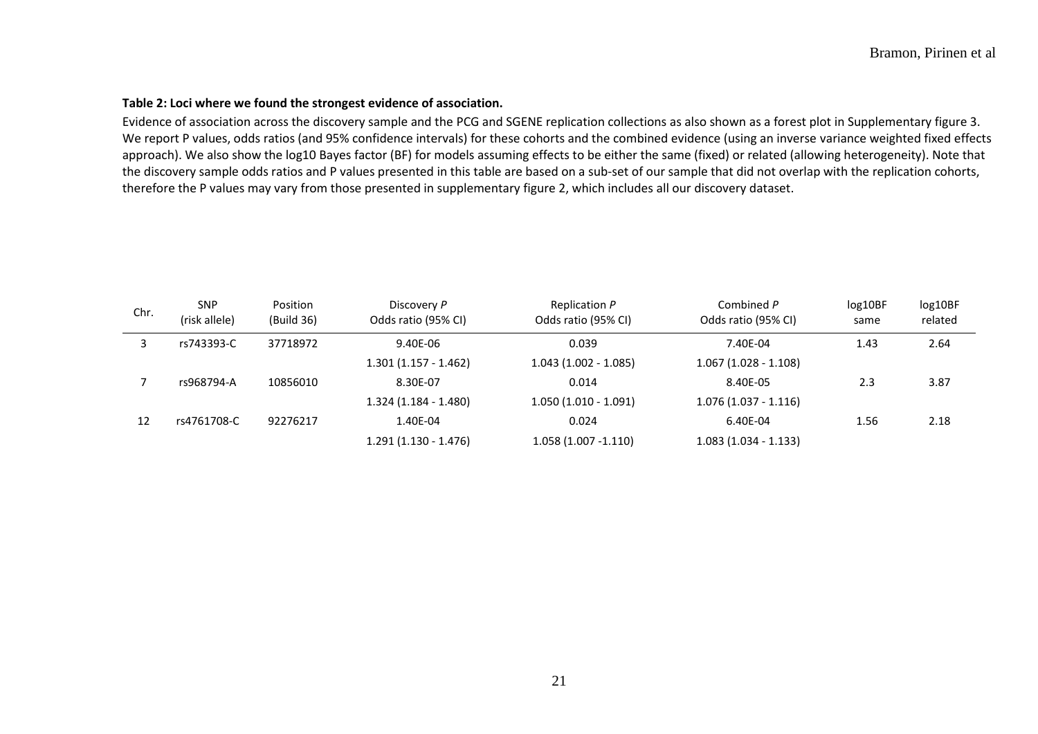**Table 2: Loci where we found the strongest evidence of association.**

Evidence of association across the discovery sample and the PCG and SGENE replication collections as also shown as a forest plot in Supplementary figure 3. We report P values, odds ratios (and 95% confidence intervals) for these cohorts and the combined evidence (using an inverse variance weighted fixed effects approach). We also show the log10 Bayes factor (BF) for models assuming effects to be either the same (fixed) or related (allowing heterogeneity). Note that the discovery sample odds ratios and P values presented in this table are based on a sub-set of our sample that did not overlap with the replication cohorts, therefore the P values may vary from those presented in supplementary figure 2, which includes all our discovery dataset.

| Chr. | SNP (risk allele) | Position (Build 36) | Discovery *P* Odds ratio (95% CI) | Replication *P* Odds ratio (95% CI) | Combined *P* Odds ratio (95% CI) | log10BF same | log10BF related |
|---|---|---|---|---|---|---|---|
| 3 | rs743393-C | 37718972 | 9.40E-06 | 0.039 | 7.40E-04 | 1.43 | 2.64 |
| | | | 1.301 (1.157 - 1.462) | 1.043 (1.002 - 1.085) | 1.067 (1.028 - 1.108) | | |
| 7 | rs968794-A | 10856010 | 8.30E-07 | 0.014 | 8.40E-05 | 2.3 | 3.87 |
| | | | 1.324 (1.184 - 1.480) | 1.050 (1.010 - 1.091) | 1.076 (1.037 - 1.116) | | |
| 12 | rs4761708-C | 92276217 | 1.40E-04 | 0.024 | 6.40E-04 | 1.56 | 2.18 |
| | | | 1.291 (1.130 - 1.476) | 1.058 (1.007 -1.110) | 1.083 (1.034 - 1.133) | | |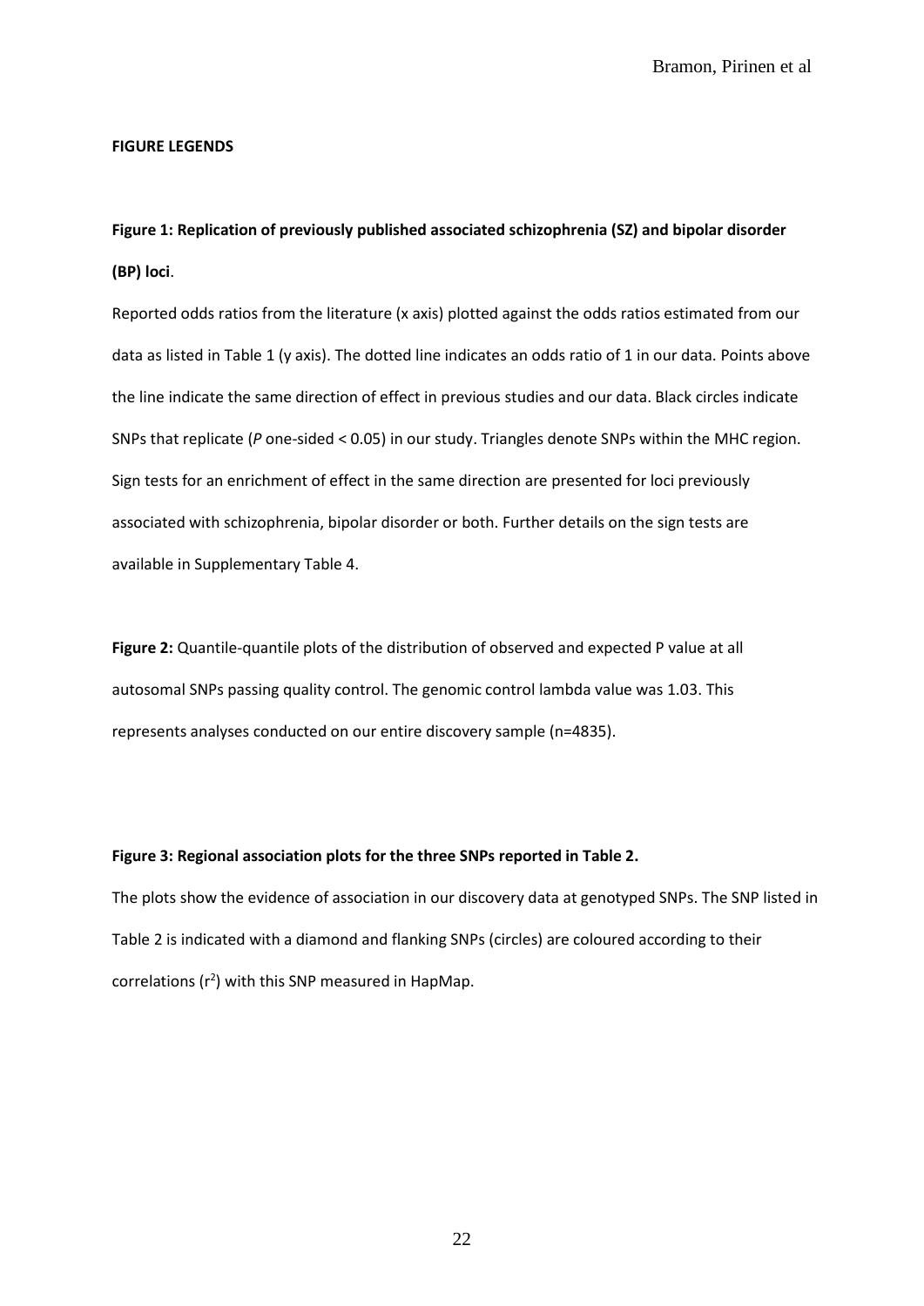**FIGURE LEGENDS**

**Figure 1: Replication of previously published associated schizophrenia (SZ) and bipolar disorder (BP) loci**.

Reported odds ratios from the literature (x axis) plotted against the odds ratios estimated from our data as listed in Table 1 (y axis). The dotted line indicates an odds ratio of 1 in our data. Points above the line indicate the same direction of effect in previous studies and our data. Black circles indicate SNPs that replicate (*P* one-sided < 0.05) in our study. Triangles denote SNPs within the MHC region. Sign tests for an enrichment of effect in the same direction are presented for loci previously associated with schizophrenia, bipolar disorder or both. Further details on the sign tests are available in Supplementary Table 4.

**Figure 2:** Quantile-quantile plots of the distribution of observed and expected P value at all autosomal SNPs passing quality control. The genomic control lambda value was 1.03. This represents analyses conducted on our entire discovery sample (n=4835).

**Figure 3: Regional association plots for the three SNPs reported in Table 2.**

The plots show the evidence of association in our discovery data at genotyped SNPs. The SNP listed in Table 2 is indicated with a diamond and flanking SNPs (circles) are coloured according to their correlations ($r^2$) with this SNP measured in HapMap.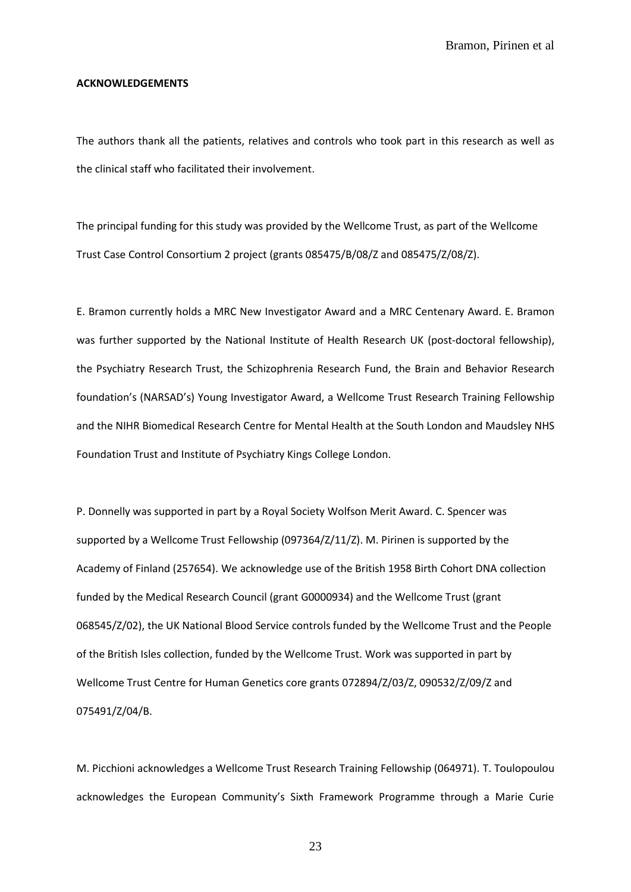**ACKNOWLEDGEMENTS**

The authors thank all the patients, relatives and controls who took part in this research as well as the clinical staff who facilitated their involvement.

The principal funding for this study was provided by the Wellcome Trust, as part of the Wellcome Trust Case Control Consortium 2 project (grants 085475/B/08/Z and 085475/Z/08/Z).

E. Bramon currently holds a MRC New Investigator Award and a MRC Centenary Award. E. Bramon was further supported by the National Institute of Health Research UK (post-doctoral fellowship), the Psychiatry Research Trust, the Schizophrenia Research Fund, the Brain and Behavior Research foundation's (NARSAD's) Young Investigator Award, a Wellcome Trust Research Training Fellowship and the NIHR Biomedical Research Centre for Mental Health at the South London and Maudsley NHS Foundation Trust and Institute of Psychiatry Kings College London.

P. Donnelly was supported in part by a Royal Society Wolfson Merit Award. C. Spencer was supported by a Wellcome Trust Fellowship (097364/Z/11/Z). M. Pirinen is supported by the Academy of Finland (257654). We acknowledge use of the British 1958 Birth Cohort DNA collection funded by the Medical Research Council (grant G0000934) and the Wellcome Trust (grant 068545/Z/02), the UK National Blood Service controls funded by the Wellcome Trust and the People of the British Isles collection, funded by the Wellcome Trust. Work was supported in part by Wellcome Trust Centre for Human Genetics core grants 072894/Z/03/Z, 090532/Z/09/Z and 075491/Z/04/B.

M. Picchioni acknowledges a Wellcome Trust Research Training Fellowship (064971). T. Toulopoulou acknowledges the European Community's Sixth Framework Programme through a Marie Curie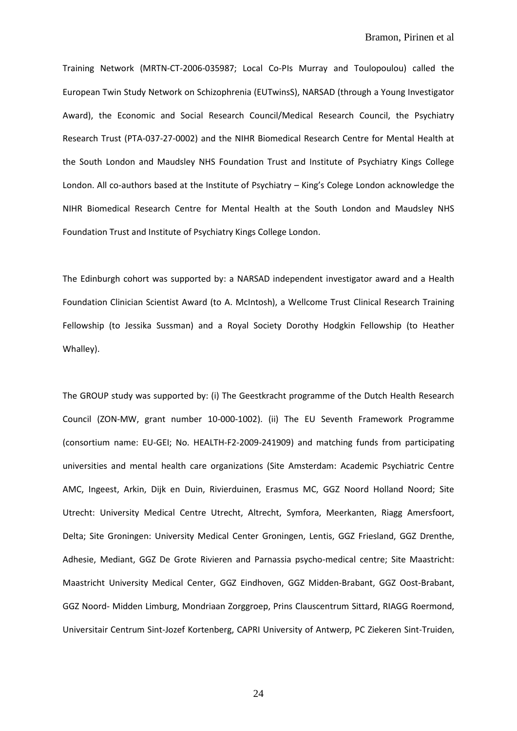Training Network (MRTN-CT-2006-035987; Local Co-PIs Murray and Toulopoulou) called the European Twin Study Network on Schizophrenia (EUTwinsS), NARSAD (through a Young Investigator Award), the Economic and Social Research Council/Medical Research Council, the Psychiatry Research Trust (PTA-037-27-0002) and the NIHR Biomedical Research Centre for Mental Health at the South London and Maudsley NHS Foundation Trust and Institute of Psychiatry Kings College London. All co-authors based at the Institute of Psychiatry – King's Colege London acknowledge the NIHR Biomedical Research Centre for Mental Health at the South London and Maudsley NHS Foundation Trust and Institute of Psychiatry Kings College London.

The Edinburgh cohort was supported by: a NARSAD independent investigator award and a Health Foundation Clinician Scientist Award (to A. McIntosh), a Wellcome Trust Clinical Research Training Fellowship (to Jessika Sussman) and a Royal Society Dorothy Hodgkin Fellowship (to Heather Whalley).

The GROUP study was supported by: (i) The Geestkracht programme of the Dutch Health Research Council (ZON-MW, grant number 10-000-1002). (ii) The EU Seventh Framework Programme (consortium name: EU-GEI; No. HEALTH-F2-2009-241909) and matching funds from participating universities and mental health care organizations (Site Amsterdam: Academic Psychiatric Centre AMC, Ingeest, Arkin, Dijk en Duin, Rivierduinen, Erasmus MC, GGZ Noord Holland Noord; Site Utrecht: University Medical Centre Utrecht, Altrecht, Symfora, Meerkanten, Riagg Amersfoort, Delta; Site Groningen: University Medical Center Groningen, Lentis, GGZ Friesland, GGZ Drenthe, Adhesie, Mediant, GGZ De Grote Rivieren and Parnassia psycho-medical centre; Site Maastricht: Maastricht University Medical Center, GGZ Eindhoven, GGZ Midden-Brabant, GGZ Oost-Brabant, GGZ Noord- Midden Limburg, Mondriaan Zorggroep, Prins Clauscentrum Sittard, RIAGG Roermond, Universitair Centrum Sint-Jozef Kortenberg, CAPRI University of Antwerp, PC Ziekeren Sint-Truiden,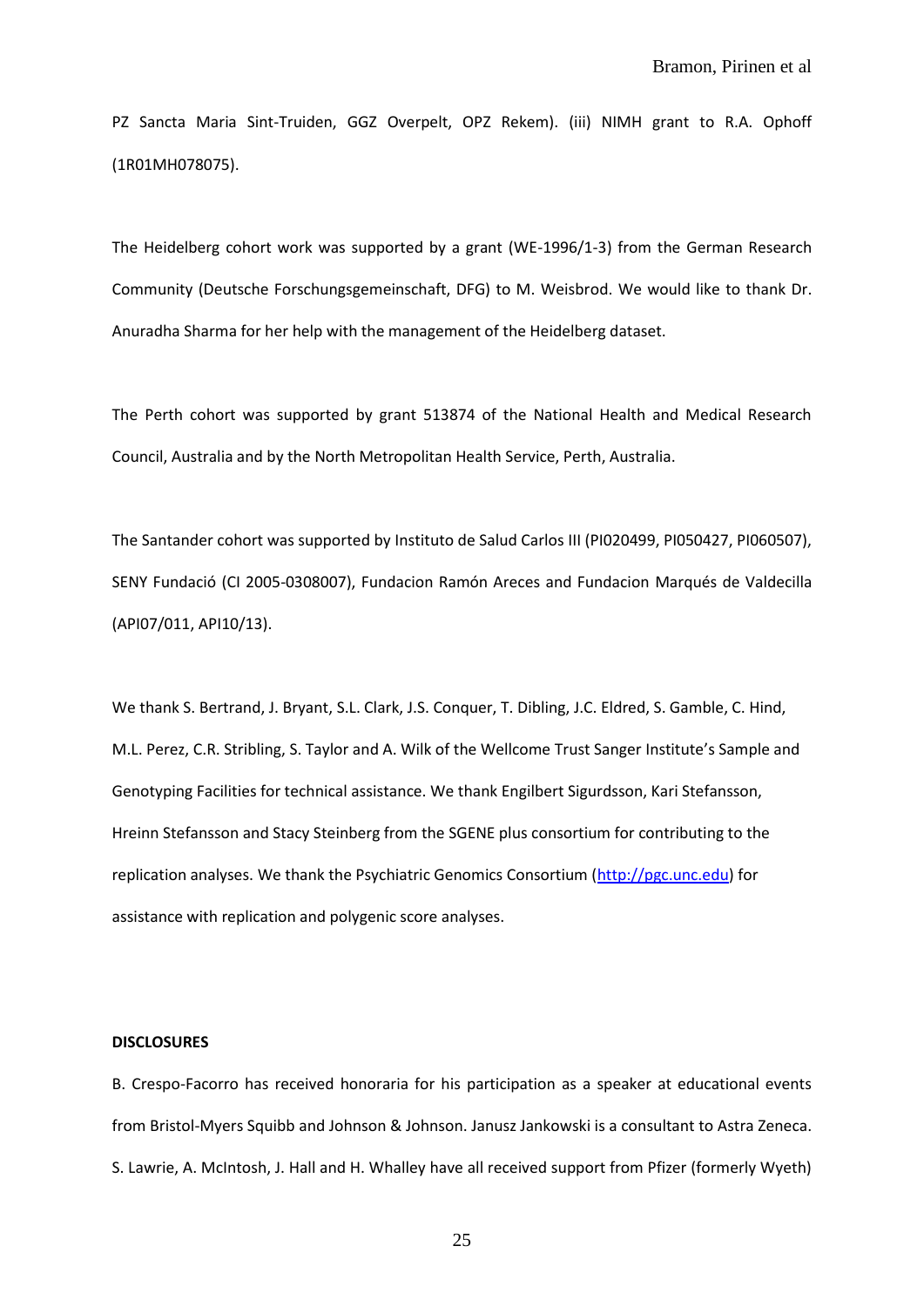PZ Sancta Maria Sint-Truiden, GGZ Overpelt, OPZ Rekem). (iii) NIMH grant to R.A. Ophoff (1R01MH078075).

The Heidelberg cohort work was supported by a grant (WE-1996/1-3) from the German Research Community (Deutsche Forschungsgemeinschaft, DFG) to M. Weisbrod. We would like to thank Dr. Anuradha Sharma for her help with the management of the Heidelberg dataset.

The Perth cohort was supported by grant 513874 of the National Health and Medical Research Council, Australia and by the North Metropolitan Health Service, Perth, Australia.

The Santander cohort was supported by Instituto de Salud Carlos III (PI020499, PI050427, PI060507), SENY Fundació (CI 2005-0308007), Fundacion Ramón Areces and Fundacion Marqués de Valdecilla (API07/011, API10/13).

We thank S. Bertrand, J. Bryant, S.L. Clark, J.S. Conquer, T. Dibling, J.C. Eldred, S. Gamble, C. Hind, M.L. Perez, C.R. Stribling, S. Taylor and A. Wilk of the Wellcome Trust Sanger Institute's Sample and Genotyping Facilities for technical assistance. We thank Engilbert Sigurdsson, Kari Stefansson, Hreinn Stefansson and Stacy Steinberg from the SGENE plus consortium for contributing to the replication analyses. We thank the Psychiatric Genomics Consortium (http://pgc.unc.edu) for assistance with replication and polygenic score analyses.

**DISCLOSURES**

B. Crespo-Facorro has received honoraria for his participation as a speaker at educational events from Bristol-Myers Squibb and Johnson & Johnson. Janusz Jankowski is a consultant to Astra Zeneca. S. Lawrie, A. McIntosh, J. Hall and H. Whalley have all received support from Pfizer (formerly Wyeth)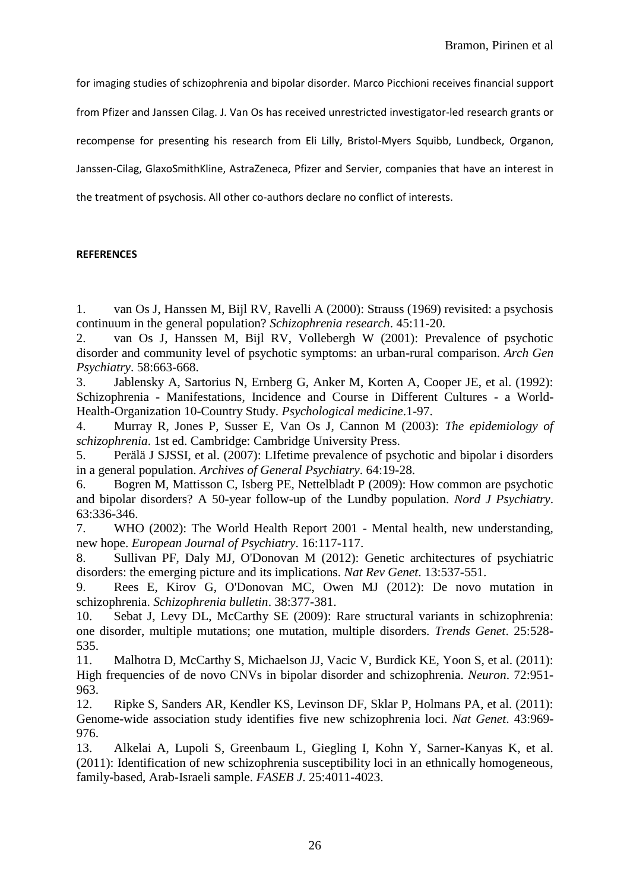for imaging studies of schizophrenia and bipolar disorder. Marco Picchioni receives financial support from Pfizer and Janssen Cilag. J. Van Os has received unrestricted investigator-led research grants or recompense for presenting his research from Eli Lilly, Bristol-Myers Squibb, Lundbeck, Organon, Janssen-Cilag, GlaxoSmithKline, AstraZeneca, Pfizer and Servier, companies that have an interest in the treatment of psychosis. All other co-authors declare no conflict of interests.

**REFERENCES**

1. van Os J, Hanssen M, Bijl RV, Ravelli A (2000): Strauss (1969) revisited: a psychosis continuum in the general population? *Schizophrenia research*. 45:11-20.
2. van Os J, Hanssen M, Bijl RV, Vollebergh W (2001): Prevalence of psychotic disorder and community level of psychotic symptoms: an urban-rural comparison. *Arch Gen Psychiatry*. 58:663-668.
3. Jablensky A, Sartorius N, Ernberg G, Anker M, Korten A, Cooper JE, et al. (1992): Schizophrenia - Manifestations, Incidence and Course in Different Cultures - a World-Health-Organization 10-Country Study. *Psychological medicine*.1-97.
4. Murray R, Jones P, Susser E, Van Os J, Cannon M (2003): *The epidemiology of schizophrenia*. 1st ed. Cambridge: Cambridge University Press.
5. Perälä J SJSSI, et al. (2007): LIfetime prevalence of psychotic and bipolar i disorders in a general population. *Archives of General Psychiatry*. 64:19-28.
6. Bogren M, Mattisson C, Isberg PE, Nettelbladt P (2009): How common are psychotic and bipolar disorders? A 50-year follow-up of the Lundby population. *Nord J Psychiatry*. 63:336-346.
7. WHO (2002): The World Health Report 2001 - Mental health, new understanding, new hope. *European Journal of Psychiatry*. 16:117-117.
8. Sullivan PF, Daly MJ, O'Donovan M (2012): Genetic architectures of psychiatric disorders: the emerging picture and its implications. *Nat Rev Genet*. 13:537-551.
9. Rees E, Kirov G, O'Donovan MC, Owen MJ (2012): De novo mutation in schizophrenia. *Schizophrenia bulletin*. 38:377-381.
10. Sebat J, Levy DL, McCarthy SE (2009): Rare structural variants in schizophrenia: one disorder, multiple mutations; one mutation, multiple disorders. *Trends Genet*. 25:528-535.
11. Malhotra D, McCarthy S, Michaelson JJ, Vacic V, Burdick KE, Yoon S, et al. (2011): High frequencies of de novo CNVs in bipolar disorder and schizophrenia. *Neuron*. 72:951-963.
12. Ripke S, Sanders AR, Kendler KS, Levinson DF, Sklar P, Holmans PA, et al. (2011): Genome-wide association study identifies five new schizophrenia loci. *Nat Genet*. 43:969-976.
13. Alkelai A, Lupoli S, Greenbaum L, Giegling I, Kohn Y, Sarner-Kanyas K, et al. (2011): Identification of new schizophrenia susceptibility loci in an ethnically homogeneous, family-based, Arab-Israeli sample. *FASEB J*. 25:4011-4023.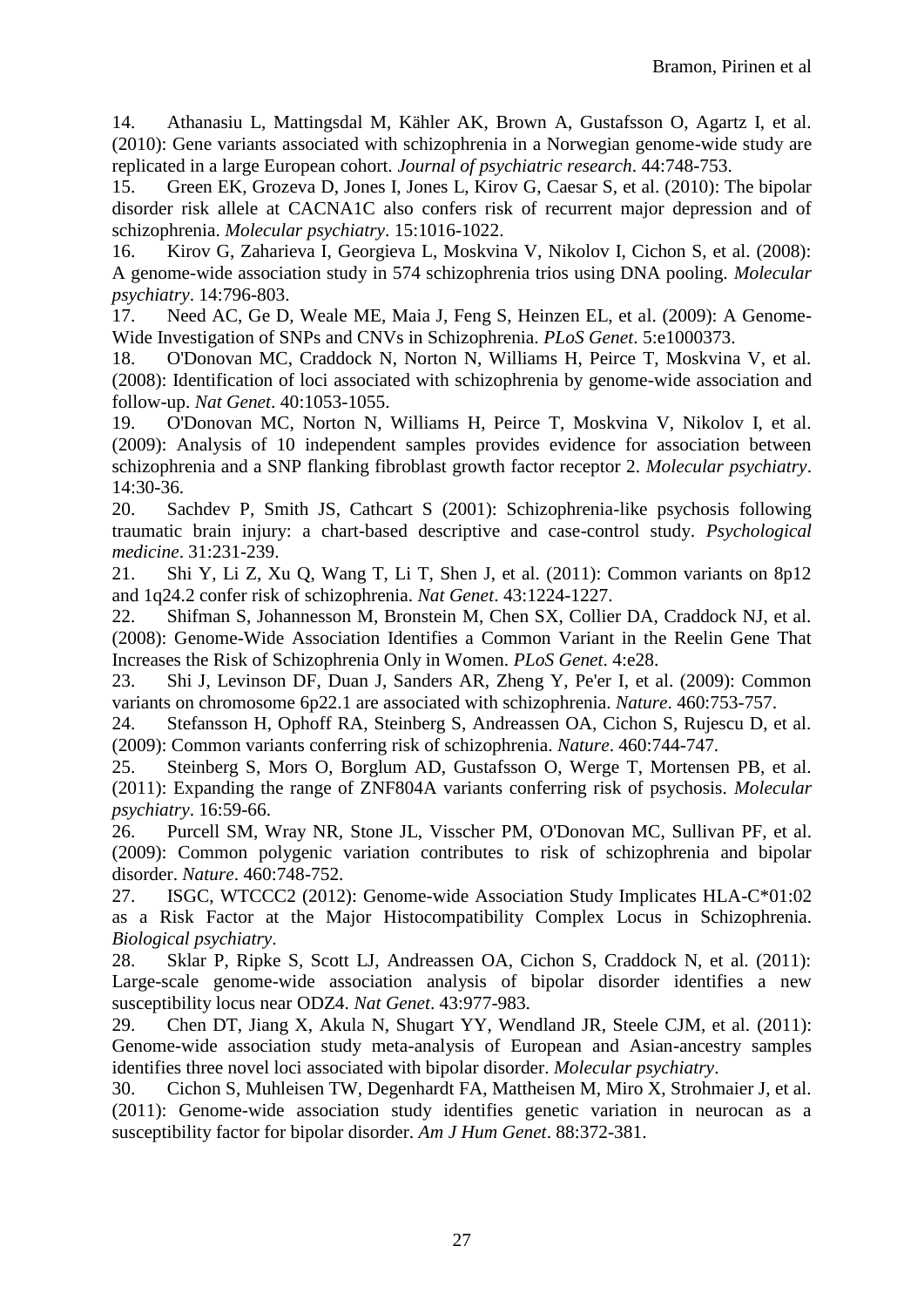14. Athanasiu L, Mattingsdal M, Kähler AK, Brown A, Gustafsson O, Agartz I, et al. (2010): Gene variants associated with schizophrenia in a Norwegian genome-wide study are replicated in a large European cohort. *Journal of psychiatric research*. 44:748-753.

15. Green EK, Grozeva D, Jones I, Jones L, Kirov G, Caesar S, et al. (2010): The bipolar disorder risk allele at CACNA1C also confers risk of recurrent major depression and of schizophrenia. *Molecular psychiatry*. 15:1016-1022.

16. Kirov G, Zaharieva I, Georgieva L, Moskvina V, Nikolov I, Cichon S, et al. (2008): A genome-wide association study in 574 schizophrenia trios using DNA pooling. *Molecular psychiatry*. 14:796-803.

17. Need AC, Ge D, Weale ME, Maia J, Feng S, Heinzen EL, et al. (2009): A Genome-Wide Investigation of SNPs and CNVs in Schizophrenia. *PLoS Genet*. 5:e1000373.

18. O'Donovan MC, Craddock N, Norton N, Williams H, Peirce T, Moskvina V, et al. (2008): Identification of loci associated with schizophrenia by genome-wide association and follow-up. *Nat Genet*. 40:1053-1055.

19. O'Donovan MC, Norton N, Williams H, Peirce T, Moskvina V, Nikolov I, et al. (2009): Analysis of 10 independent samples provides evidence for association between schizophrenia and a SNP flanking fibroblast growth factor receptor 2. *Molecular psychiatry*. 14:30-36.

20. Sachdev P, Smith JS, Cathcart S (2001): Schizophrenia-like psychosis following traumatic brain injury: a chart-based descriptive and case-control study. *Psychological medicine*. 31:231-239.

21. Shi Y, Li Z, Xu Q, Wang T, Li T, Shen J, et al. (2011): Common variants on 8p12 and 1q24.2 confer risk of schizophrenia. *Nat Genet*. 43:1224-1227.

22. Shifman S, Johannesson M, Bronstein M, Chen SX, Collier DA, Craddock NJ, et al. (2008): Genome-Wide Association Identifies a Common Variant in the Reelin Gene That Increases the Risk of Schizophrenia Only in Women. *PLoS Genet*. 4:e28.

23. Shi J, Levinson DF, Duan J, Sanders AR, Zheng Y, Pe'er I, et al. (2009): Common variants on chromosome 6p22.1 are associated with schizophrenia. *Nature*. 460:753-757.

24. Stefansson H, Ophoff RA, Steinberg S, Andreassen OA, Cichon S, Rujescu D, et al. (2009): Common variants conferring risk of schizophrenia. *Nature*. 460:744-747.

25. Steinberg S, Mors O, Borglum AD, Gustafsson O, Werge T, Mortensen PB, et al. (2011): Expanding the range of ZNF804A variants conferring risk of psychosis. *Molecular psychiatry*. 16:59-66.

26. Purcell SM, Wray NR, Stone JL, Visscher PM, O'Donovan MC, Sullivan PF, et al. (2009): Common polygenic variation contributes to risk of schizophrenia and bipolar disorder. *Nature*. 460:748-752.

27. ISGC, WTCCC2 (2012): Genome-wide Association Study Implicates HLA-C*01:02 as a Risk Factor at the Major Histocompatibility Complex Locus in Schizophrenia. *Biological psychiatry*.

28. Sklar P, Ripke S, Scott LJ, Andreassen OA, Cichon S, Craddock N, et al. (2011): Large-scale genome-wide association analysis of bipolar disorder identifies a new susceptibility locus near ODZ4. *Nat Genet*. 43:977-983.

29. Chen DT, Jiang X, Akula N, Shugart YY, Wendland JR, Steele CJM, et al. (2011): Genome-wide association study meta-analysis of European and Asian-ancestry samples identifies three novel loci associated with bipolar disorder. *Molecular psychiatry*.

30. Cichon S, Muhleisen TW, Degenhardt FA, Mattheisen M, Miro X, Strohmaier J, et al. (2011): Genome-wide association study identifies genetic variation in neurocan as a susceptibility factor for bipolar disorder. *Am J Hum Genet*. 88:372-381.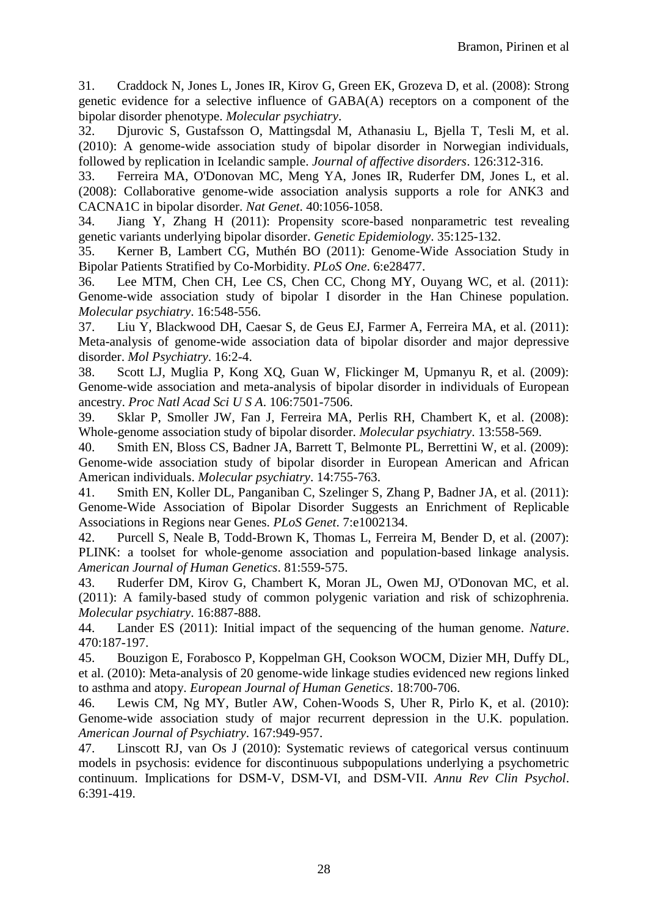31. Craddock N, Jones L, Jones IR, Kirov G, Green EK, Grozeva D, et al. (2008): Strong genetic evidence for a selective influence of GABA(A) receptors on a component of the bipolar disorder phenotype. *Molecular psychiatry*.

32. Djurovic S, Gustafsson O, Mattingsdal M, Athanasiu L, Bjella T, Tesli M, et al. (2010): A genome-wide association study of bipolar disorder in Norwegian individuals, followed by replication in Icelandic sample. *Journal of affective disorders*. 126:312-316.

33. Ferreira MA, O'Donovan MC, Meng YA, Jones IR, Ruderfer DM, Jones L, et al. (2008): Collaborative genome-wide association analysis supports a role for ANK3 and CACNA1C in bipolar disorder. *Nat Genet*. 40:1056-1058.

34. Jiang Y, Zhang H (2011): Propensity score-based nonparametric test revealing genetic variants underlying bipolar disorder. *Genetic Epidemiology*. 35:125-132.

35. Kerner B, Lambert CG, Muthén BO (2011): Genome-Wide Association Study in Bipolar Patients Stratified by Co-Morbidity. *PLoS One*. 6:e28477.

36. Lee MTM, Chen CH, Lee CS, Chen CC, Chong MY, Ouyang WC, et al. (2011): Genome-wide association study of bipolar I disorder in the Han Chinese population. *Molecular psychiatry*. 16:548-556.

37. Liu Y, Blackwood DH, Caesar S, de Geus EJ, Farmer A, Ferreira MA, et al. (2011): Meta-analysis of genome-wide association data of bipolar disorder and major depressive disorder. *Mol Psychiatry*. 16:2-4.

38. Scott LJ, Muglia P, Kong XQ, Guan W, Flickinger M, Upmanyu R, et al. (2009): Genome-wide association and meta-analysis of bipolar disorder in individuals of European ancestry. *Proc Natl Acad Sci U S A*. 106:7501-7506.

39. Sklar P, Smoller JW, Fan J, Ferreira MA, Perlis RH, Chambert K, et al. (2008): Whole-genome association study of bipolar disorder. *Molecular psychiatry*. 13:558-569.

40. Smith EN, Bloss CS, Badner JA, Barrett T, Belmonte PL, Berrettini W, et al. (2009): Genome-wide association study of bipolar disorder in European American and African American individuals. *Molecular psychiatry*. 14:755-763.

41. Smith EN, Koller DL, Panganiban C, Szelinger S, Zhang P, Badner JA, et al. (2011): Genome-Wide Association of Bipolar Disorder Suggests an Enrichment of Replicable Associations in Regions near Genes. *PLoS Genet*. 7:e1002134.

42. Purcell S, Neale B, Todd-Brown K, Thomas L, Ferreira M, Bender D, et al. (2007): PLINK: a toolset for whole-genome association and population-based linkage analysis. *American Journal of Human Genetics*. 81:559-575.

43. Ruderfer DM, Kirov G, Chambert K, Moran JL, Owen MJ, O'Donovan MC, et al. (2011): A family-based study of common polygenic variation and risk of schizophrenia. *Molecular psychiatry*. 16:887-888.

44. Lander ES (2011): Initial impact of the sequencing of the human genome. *Nature*. 470:187-197.

45. Bouzigon E, Forabosco P, Koppelman GH, Cookson WOCM, Dizier MH, Duffy DL, et al. (2010): Meta-analysis of 20 genome-wide linkage studies evidenced new regions linked to asthma and atopy. *European Journal of Human Genetics*. 18:700-706.

46. Lewis CM, Ng MY, Butler AW, Cohen-Woods S, Uher R, Pirlo K, et al. (2010): Genome-wide association study of major recurrent depression in the U.K. population. *American Journal of Psychiatry*. 167:949-957.

47. Linscott RJ, van Os J (2010): Systematic reviews of categorical versus continuum models in psychosis: evidence for discontinuous subpopulations underlying a psychometric continuum. Implications for DSM-V, DSM-VI, and DSM-VII. *Annu Rev Clin Psychol*. 6:391-419.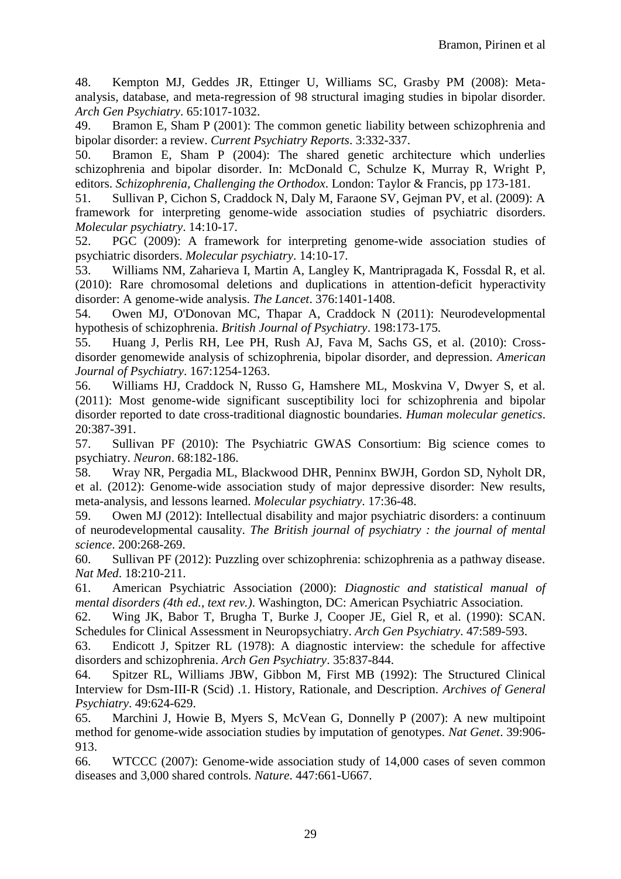48. Kempton MJ, Geddes JR, Ettinger U, Williams SC, Grasby PM (2008): Meta-analysis, database, and meta-regression of 98 structural imaging studies in bipolar disorder. *Arch Gen Psychiatry*. 65:1017-1032.

49. Bramon E, Sham P (2001): The common genetic liability between schizophrenia and bipolar disorder: a review. *Current Psychiatry Reports*. 3:332-337.

50. Bramon E, Sham P (2004): The shared genetic architecture which underlies schizophrenia and bipolar disorder. In: McDonald C, Schulze K, Murray R, Wright P, editors. *Schizophrenia, Challenging the Orthodox*. London: Taylor & Francis, pp 173-181.

51. Sullivan P, Cichon S, Craddock N, Daly M, Faraone SV, Gejman PV, et al. (2009): A framework for interpreting genome-wide association studies of psychiatric disorders. *Molecular psychiatry*. 14:10-17.

52. PGC (2009): A framework for interpreting genome-wide association studies of psychiatric disorders. *Molecular psychiatry*. 14:10-17.

53. Williams NM, Zaharieva I, Martin A, Langley K, Mantripragada K, Fossdal R, et al. (2010): Rare chromosomal deletions and duplications in attention-deficit hyperactivity disorder: A genome-wide analysis. *The Lancet*. 376:1401-1408.

54. Owen MJ, O'Donovan MC, Thapar A, Craddock N (2011): Neurodevelopmental hypothesis of schizophrenia. *British Journal of Psychiatry*. 198:173-175.

55. Huang J, Perlis RH, Lee PH, Rush AJ, Fava M, Sachs GS, et al. (2010): Cross-disorder genomewide analysis of schizophrenia, bipolar disorder, and depression. *American Journal of Psychiatry*. 167:1254-1263.

56. Williams HJ, Craddock N, Russo G, Hamshere ML, Moskvina V, Dwyer S, et al. (2011): Most genome-wide significant susceptibility loci for schizophrenia and bipolar disorder reported to date cross-traditional diagnostic boundaries. *Human molecular genetics*. 20:387-391.

57. Sullivan PF (2010): The Psychiatric GWAS Consortium: Big science comes to psychiatry. *Neuron*. 68:182-186.

58. Wray NR, Pergadia ML, Blackwood DHR, Penninx BWJH, Gordon SD, Nyholt DR, et al. (2012): Genome-wide association study of major depressive disorder: New results, meta-analysis, and lessons learned. *Molecular psychiatry*. 17:36-48.

59. Owen MJ (2012): Intellectual disability and major psychiatric disorders: a continuum of neurodevelopmental causality. *The British journal of psychiatry : the journal of mental science*. 200:268-269.

60. Sullivan PF (2012): Puzzling over schizophrenia: schizophrenia as a pathway disease. *Nat Med*. 18:210-211.

61. American Psychiatric Association (2000): *Diagnostic and statistical manual of mental disorders (4th ed., text rev.)*. Washington, DC: American Psychiatric Association.

62. Wing JK, Babor T, Brugha T, Burke J, Cooper JE, Giel R, et al. (1990): SCAN. Schedules for Clinical Assessment in Neuropsychiatry. *Arch Gen Psychiatry*. 47:589-593.

63. Endicott J, Spitzer RL (1978): A diagnostic interview: the schedule for affective disorders and schizophrenia. *Arch Gen Psychiatry*. 35:837-844.

64. Spitzer RL, Williams JBW, Gibbon M, First MB (1992): The Structured Clinical Interview for Dsm-III-R (Scid) .1. History, Rationale, and Description. *Archives of General Psychiatry*. 49:624-629.

65. Marchini J, Howie B, Myers S, McVean G, Donnelly P (2007): A new multipoint method for genome-wide association studies by imputation of genotypes. *Nat Genet*. 39:906-913.

66. WTCCC (2007): Genome-wide association study of 14,000 cases of seven common diseases and 3,000 shared controls. *Nature*. 447:661-U667.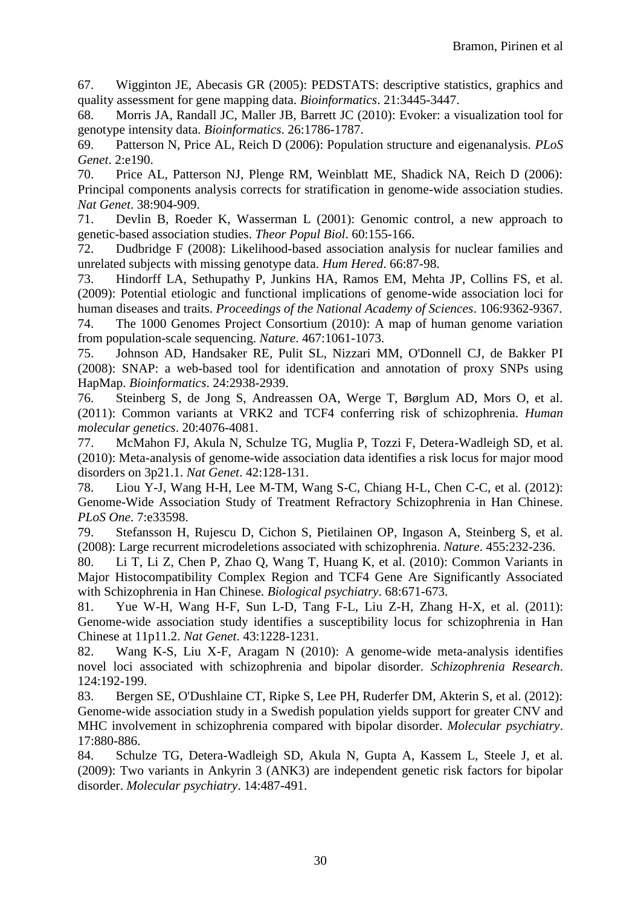67. Wigginton JE, Abecasis GR (2005): PEDSTATS: descriptive statistics, graphics and quality assessment for gene mapping data. *Bioinformatics*. 21:3445-3447.

68. Morris JA, Randall JC, Maller JB, Barrett JC (2010): Evoker: a visualization tool for genotype intensity data. *Bioinformatics*. 26:1786-1787.

69. Patterson N, Price AL, Reich D (2006): Population structure and eigenanalysis. *PLoS Genet*. 2:e190.

70. Price AL, Patterson NJ, Plenge RM, Weinblatt ME, Shadick NA, Reich D (2006): Principal components analysis corrects for stratification in genome-wide association studies. *Nat Genet*. 38:904-909.

71. Devlin B, Roeder K, Wasserman L (2001): Genomic control, a new approach to genetic-based association studies. *Theor Popul Biol*. 60:155-166.

72. Dudbridge F (2008): Likelihood-based association analysis for nuclear families and unrelated subjects with missing genotype data. *Hum Hered*. 66:87-98.

73. Hindorff LA, Sethupathy P, Junkins HA, Ramos EM, Mehta JP, Collins FS, et al. (2009): Potential etiologic and functional implications of genome-wide association loci for human diseases and traits. *Proceedings of the National Academy of Sciences*. 106:9362-9367.

74. The 1000 Genomes Project Consortium (2010): A map of human genome variation from population-scale sequencing. *Nature*. 467:1061-1073.

75. Johnson AD, Handsaker RE, Pulit SL, Nizzari MM, O'Donnell CJ, de Bakker PI (2008): SNAP: a web-based tool for identification and annotation of proxy SNPs using HapMap. *Bioinformatics*. 24:2938-2939.

76. Steinberg S, de Jong S, Andreassen OA, Werge T, Børglum AD, Mors O, et al. (2011): Common variants at VRK2 and TCF4 conferring risk of schizophrenia. *Human molecular genetics*. 20:4076-4081.

77. McMahon FJ, Akula N, Schulze TG, Muglia P, Tozzi F, Detera-Wadleigh SD, et al. (2010): Meta-analysis of genome-wide association data identifies a risk locus for major mood disorders on 3p21.1. *Nat Genet*. 42:128-131.

78. Liou Y-J, Wang H-H, Lee M-TM, Wang S-C, Chiang H-L, Chen C-C, et al. (2012): Genome-Wide Association Study of Treatment Refractory Schizophrenia in Han Chinese. *PLoS One*. 7:e33598.

79. Stefansson H, Rujescu D, Cichon S, Pietilainen OP, Ingason A, Steinberg S, et al. (2008): Large recurrent microdeletions associated with schizophrenia. *Nature*. 455:232-236.

80. Li T, Li Z, Chen P, Zhao Q, Wang T, Huang K, et al. (2010): Common Variants in Major Histocompatibility Complex Region and TCF4 Gene Are Significantly Associated with Schizophrenia in Han Chinese. *Biological psychiatry*. 68:671-673.

81. Yue W-H, Wang H-F, Sun L-D, Tang F-L, Liu Z-H, Zhang H-X, et al. (2011): Genome-wide association study identifies a susceptibility locus for schizophrenia in Han Chinese at 11p11.2. *Nat Genet*. 43:1228-1231.

82. Wang K-S, Liu X-F, Aragam N (2010): A genome-wide meta-analysis identifies novel loci associated with schizophrenia and bipolar disorder. *Schizophrenia Research*. 124:192-199.

83. Bergen SE, O'Dushlaine CT, Ripke S, Lee PH, Ruderfer DM, Akterin S, et al. (2012): Genome-wide association study in a Swedish population yields support for greater CNV and MHC involvement in schizophrenia compared with bipolar disorder. *Molecular psychiatry*. 17:880-886.

84. Schulze TG, Detera-Wadleigh SD, Akula N, Gupta A, Kassem L, Steele J, et al. (2009): Two variants in Ankyrin 3 (ANK3) are independent genetic risk factors for bipolar disorder. *Molecular psychiatry*. 14:487-491.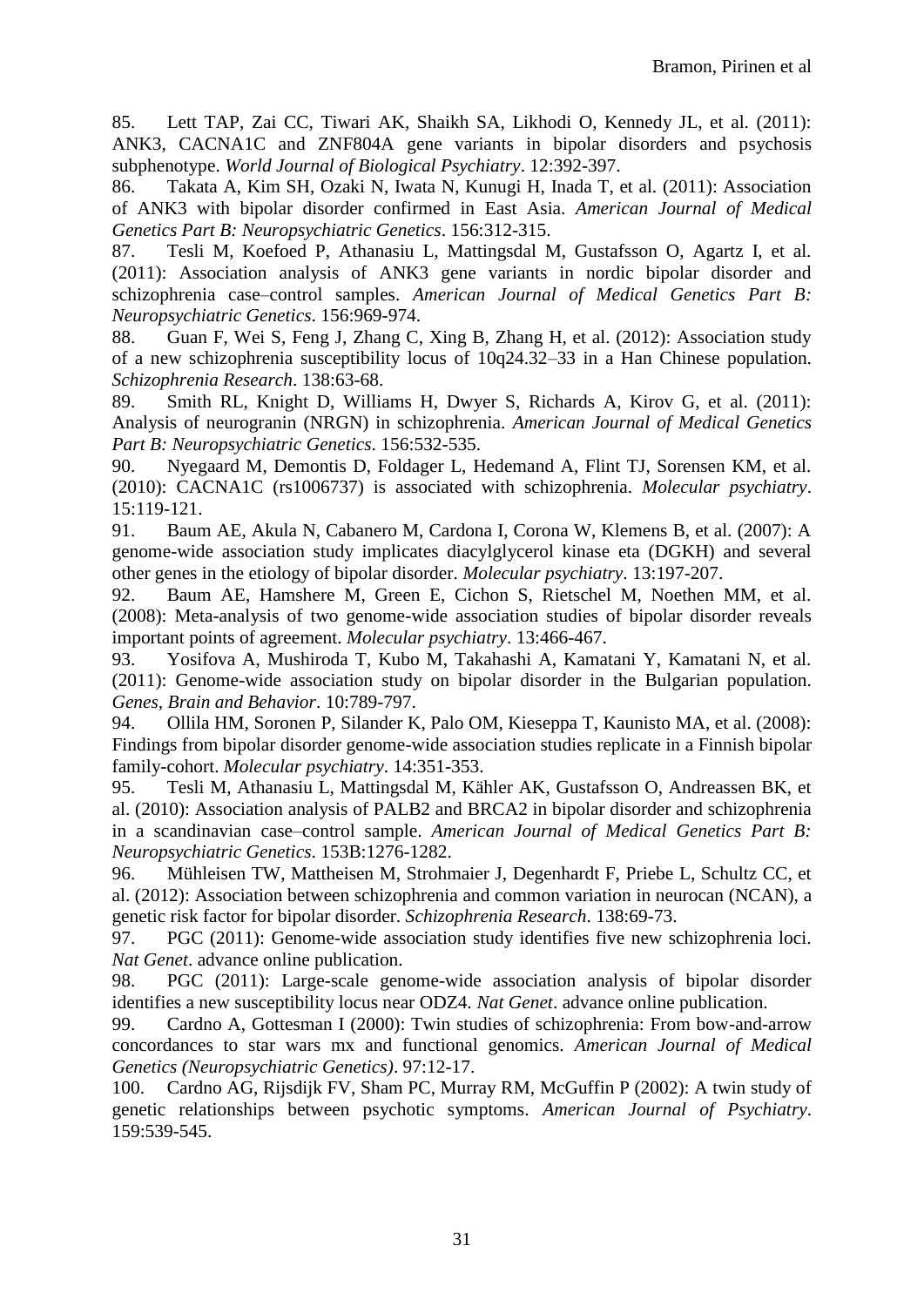85. Lett TAP, Zai CC, Tiwari AK, Shaikh SA, Likhodi O, Kennedy JL, et al. (2011): ANK3, CACNA1C and ZNF804A gene variants in bipolar disorders and psychosis subphenotype. *World Journal of Biological Psychiatry*. 12:392-397.

86. Takata A, Kim SH, Ozaki N, Iwata N, Kunugi H, Inada T, et al. (2011): Association of ANK3 with bipolar disorder confirmed in East Asia. *American Journal of Medical Genetics Part B: Neuropsychiatric Genetics*. 156:312-315.

87. Tesli M, Koefoed P, Athanasiu L, Mattingsdal M, Gustafsson O, Agartz I, et al. (2011): Association analysis of ANK3 gene variants in nordic bipolar disorder and schizophrenia case–control samples. *American Journal of Medical Genetics Part B: Neuropsychiatric Genetics*. 156:969-974.

88. Guan F, Wei S, Feng J, Zhang C, Xing B, Zhang H, et al. (2012): Association study of a new schizophrenia susceptibility locus of 10q24.32–33 in a Han Chinese population. *Schizophrenia Research*. 138:63-68.

89. Smith RL, Knight D, Williams H, Dwyer S, Richards A, Kirov G, et al. (2011): Analysis of neurogranin (NRGN) in schizophrenia. *American Journal of Medical Genetics Part B: Neuropsychiatric Genetics*. 156:532-535.

90. Nyegaard M, Demontis D, Foldager L, Hedemand A, Flint TJ, Sorensen KM, et al. (2010): CACNA1C (rs1006737) is associated with schizophrenia. *Molecular psychiatry*. 15:119-121.

91. Baum AE, Akula N, Cabanero M, Cardona I, Corona W, Klemens B, et al. (2007): A genome-wide association study implicates diacylglycerol kinase eta (DGKH) and several other genes in the etiology of bipolar disorder. *Molecular psychiatry*. 13:197-207.

92. Baum AE, Hamshere M, Green E, Cichon S, Rietschel M, Noethen MM, et al. (2008): Meta-analysis of two genome-wide association studies of bipolar disorder reveals important points of agreement. *Molecular psychiatry*. 13:466-467.

93. Yosifova A, Mushiroda T, Kubo M, Takahashi A, Kamatani Y, Kamatani N, et al. (2011): Genome-wide association study on bipolar disorder in the Bulgarian population. *Genes, Brain and Behavior*. 10:789-797.

94. Ollila HM, Soronen P, Silander K, Palo OM, Kieseppa T, Kaunisto MA, et al. (2008): Findings from bipolar disorder genome-wide association studies replicate in a Finnish bipolar family-cohort. *Molecular psychiatry*. 14:351-353.

95. Tesli M, Athanasiu L, Mattingsdal M, Kähler AK, Gustafsson O, Andreassen BK, et al. (2010): Association analysis of PALB2 and BRCA2 in bipolar disorder and schizophrenia in a scandinavian case–control sample. *American Journal of Medical Genetics Part B: Neuropsychiatric Genetics*. 153B:1276-1282.

96. Mühleisen TW, Mattheisen M, Strohmaier J, Degenhardt F, Priebe L, Schultz CC, et al. (2012): Association between schizophrenia and common variation in neurocan (NCAN), a genetic risk factor for bipolar disorder. *Schizophrenia Research*. 138:69-73.

97. PGC (2011): Genome-wide association study identifies five new schizophrenia loci. *Nat Genet*. advance online publication.

98. PGC (2011): Large-scale genome-wide association analysis of bipolar disorder identifies a new susceptibility locus near ODZ4. *Nat Genet*. advance online publication.

99. Cardno A, Gottesman I (2000): Twin studies of schizophrenia: From bow-and-arrow concordances to star wars mx and functional genomics. *American Journal of Medical Genetics (Neuropsychiatric Genetics)*. 97:12-17.

100. Cardno AG, Rijsdijk FV, Sham PC, Murray RM, McGuffin P (2002): A twin study of genetic relationships between psychotic symptoms. *American Journal of Psychiatry*. 159:539-545.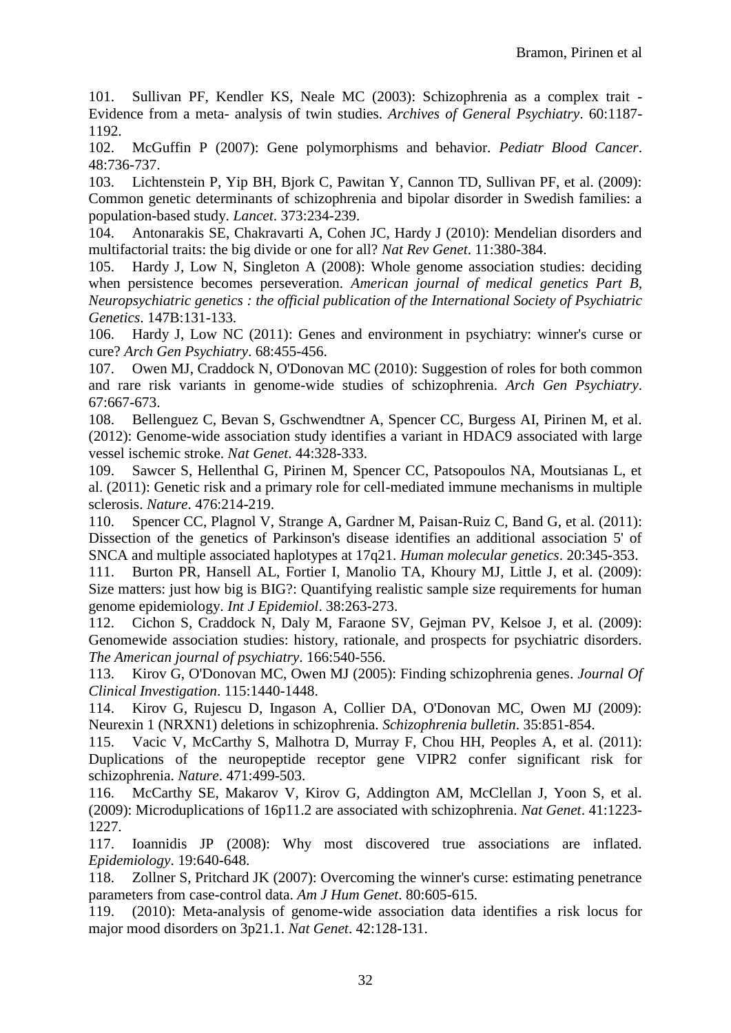101. Sullivan PF, Kendler KS, Neale MC (2003): Schizophrenia as a complex trait - Evidence from a meta- analysis of twin studies. *Archives of General Psychiatry*. 60:1187-1192.

102. McGuffin P (2007): Gene polymorphisms and behavior. *Pediatr Blood Cancer*. 48:736-737.

103. Lichtenstein P, Yip BH, Bjork C, Pawitan Y, Cannon TD, Sullivan PF, et al. (2009): Common genetic determinants of schizophrenia and bipolar disorder in Swedish families: a population-based study. *Lancet*. 373:234-239.

104. Antonarakis SE, Chakravarti A, Cohen JC, Hardy J (2010): Mendelian disorders and multifactorial traits: the big divide or one for all? *Nat Rev Genet*. 11:380-384.

105. Hardy J, Low N, Singleton A (2008): Whole genome association studies: deciding when persistence becomes perseveration. *American journal of medical genetics Part B, Neuropsychiatric genetics : the official publication of the International Society of Psychiatric Genetics*. 147B:131-133.

106. Hardy J, Low NC (2011): Genes and environment in psychiatry: winner's curse or cure? *Arch Gen Psychiatry*. 68:455-456.

107. Owen MJ, Craddock N, O'Donovan MC (2010): Suggestion of roles for both common and rare risk variants in genome-wide studies of schizophrenia. *Arch Gen Psychiatry*. 67:667-673.

108. Bellenguez C, Bevan S, Gschwendtner A, Spencer CC, Burgess AI, Pirinen M, et al. (2012): Genome-wide association study identifies a variant in HDAC9 associated with large vessel ischemic stroke. *Nat Genet*. 44:328-333.

109. Sawcer S, Hellenthal G, Pirinen M, Spencer CC, Patsopoulos NA, Moutsianas L, et al. (2011): Genetic risk and a primary role for cell-mediated immune mechanisms in multiple sclerosis. *Nature*. 476:214-219.

110. Spencer CC, Plagnol V, Strange A, Gardner M, Paisan-Ruiz C, Band G, et al. (2011): Dissection of the genetics of Parkinson's disease identifies an additional association 5' of SNCA and multiple associated haplotypes at 17q21. *Human molecular genetics*. 20:345-353.

111. Burton PR, Hansell AL, Fortier I, Manolio TA, Khoury MJ, Little J, et al. (2009): Size matters: just how big is BIG?: Quantifying realistic sample size requirements for human genome epidemiology. *Int J Epidemiol*. 38:263-273.

112. Cichon S, Craddock N, Daly M, Faraone SV, Gejman PV, Kelsoe J, et al. (2009): Genomewide association studies: history, rationale, and prospects for psychiatric disorders. *The American journal of psychiatry*. 166:540-556.

113. Kirov G, O'Donovan MC, Owen MJ (2005): Finding schizophrenia genes. *Journal Of Clinical Investigation*. 115:1440-1448.

114. Kirov G, Rujescu D, Ingason A, Collier DA, O'Donovan MC, Owen MJ (2009): Neurexin 1 (NRXN1) deletions in schizophrenia. *Schizophrenia bulletin*. 35:851-854.

115. Vacic V, McCarthy S, Malhotra D, Murray F, Chou HH, Peoples A, et al. (2011): Duplications of the neuropeptide receptor gene VIPR2 confer significant risk for schizophrenia. *Nature*. 471:499-503.

116. McCarthy SE, Makarov V, Kirov G, Addington AM, McClellan J, Yoon S, et al. (2009): Microduplications of 16p11.2 are associated with schizophrenia. *Nat Genet*. 41:1223-1227.

117. Ioannidis JP (2008): Why most discovered true associations are inflated. *Epidemiology*. 19:640-648.

118. Zollner S, Pritchard JK (2007): Overcoming the winner's curse: estimating penetrance parameters from case-control data. *Am J Hum Genet*. 80:605-615.

119. (2010): Meta-analysis of genome-wide association data identifies a risk locus for major mood disorders on 3p21.1. *Nat Genet*. 42:128-131.